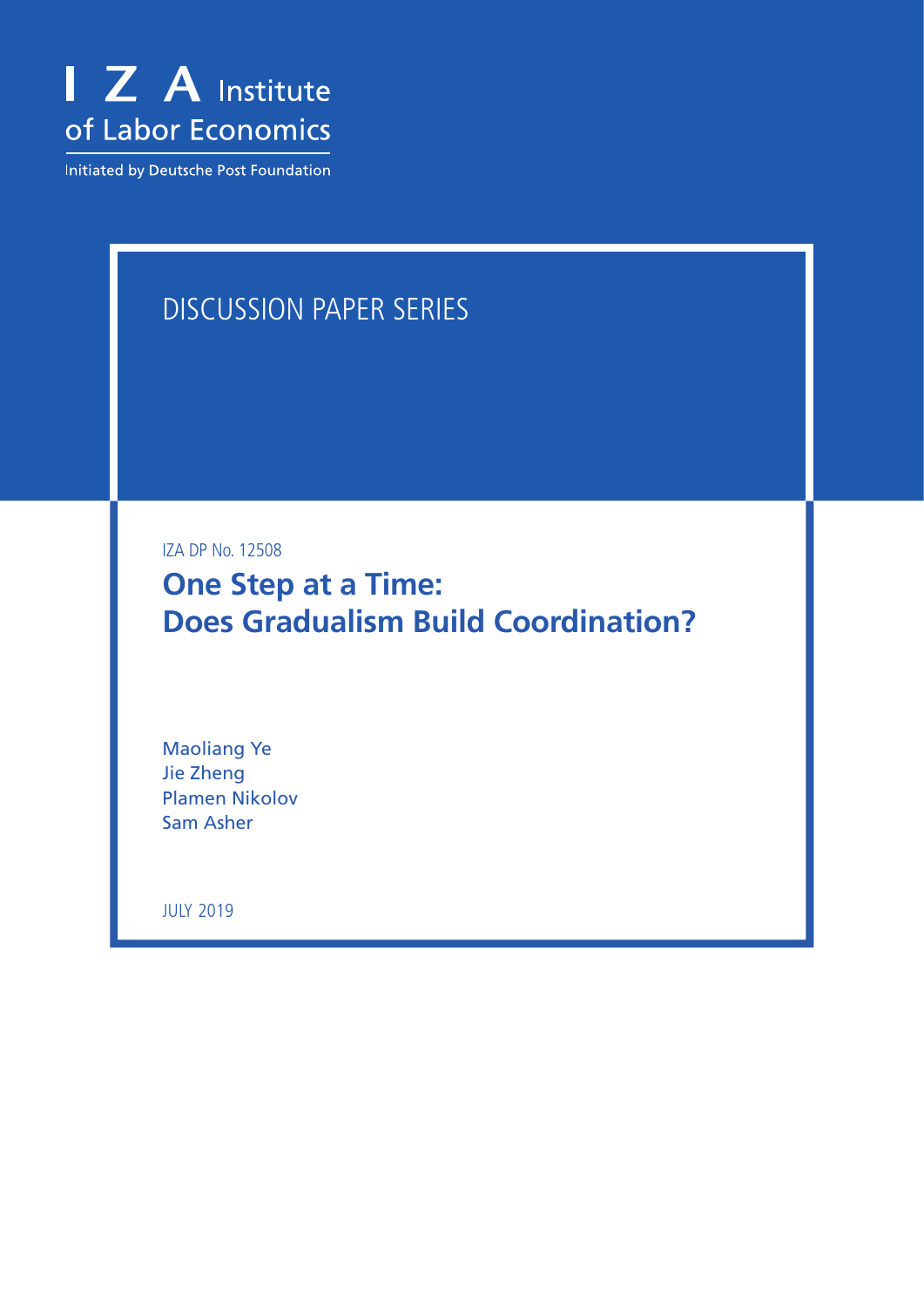I Z A Institute of Labor Economics

Initiated by Deutsche Post Foundation

DISCUSSION PAPER SERIES

IZA DP No. 12508

# One Step at a Time: Does Gradualism Build Coordination?

Maoliang Ye
Jie Zheng
Plamen Nikolov
Sam Asher

JULY 2019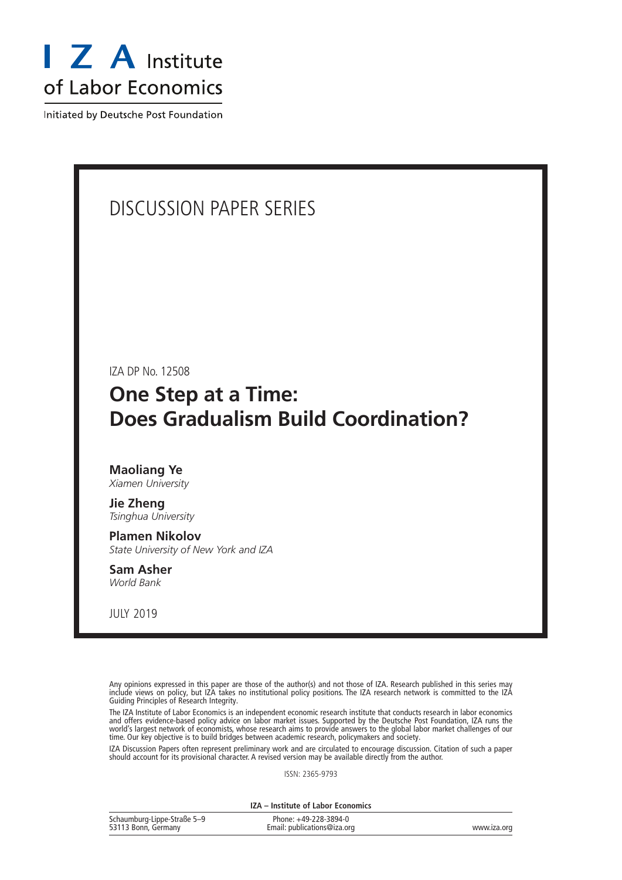I Z A Institute of Labor Economics

Initiated by Deutsche Post Foundation

# DISCUSSION PAPER SERIES

IZA DP No. 12508

## One Step at a Time: Does Gradualism Build Coordination?

**Maoliang Ye**
*Xiamen University*

**Jie Zheng**
*Tsinghua University*

**Plamen Nikolov**
*State University of New York and IZA*

**Sam Asher**
*World Bank*

JULY 2019

Any opinions expressed in this paper are those of the author(s) and not those of IZA. Research published in this series may include views on policy, but IZA takes no institutional policy positions. The IZA research network is committed to the IZA Guiding Principles of Research Integrity.

The IZA Institute of Labor Economics is an independent economic research institute that conducts research in labor economics and offers evidence-based policy advice on labor market issues. Supported by the Deutsche Post Foundation, IZA runs the world's largest network of economists, whose research aims to provide answers to the global labor market challenges of our time. Our key objective is to build bridges between academic research, policymakers and society.

IZA Discussion Papers often represent preliminary work and are circulated to encourage discussion. Citation of such a paper should account for its provisional character. A revised version may be available directly from the author.

ISSN: 2365-9793

**IZA – Institute of Labor Economics**

Schaumburg-Lippe-Straße 5–9
53113 Bonn, Germany

Phone: +49-228-3894-0
Email: publications@iza.org

www.iza.org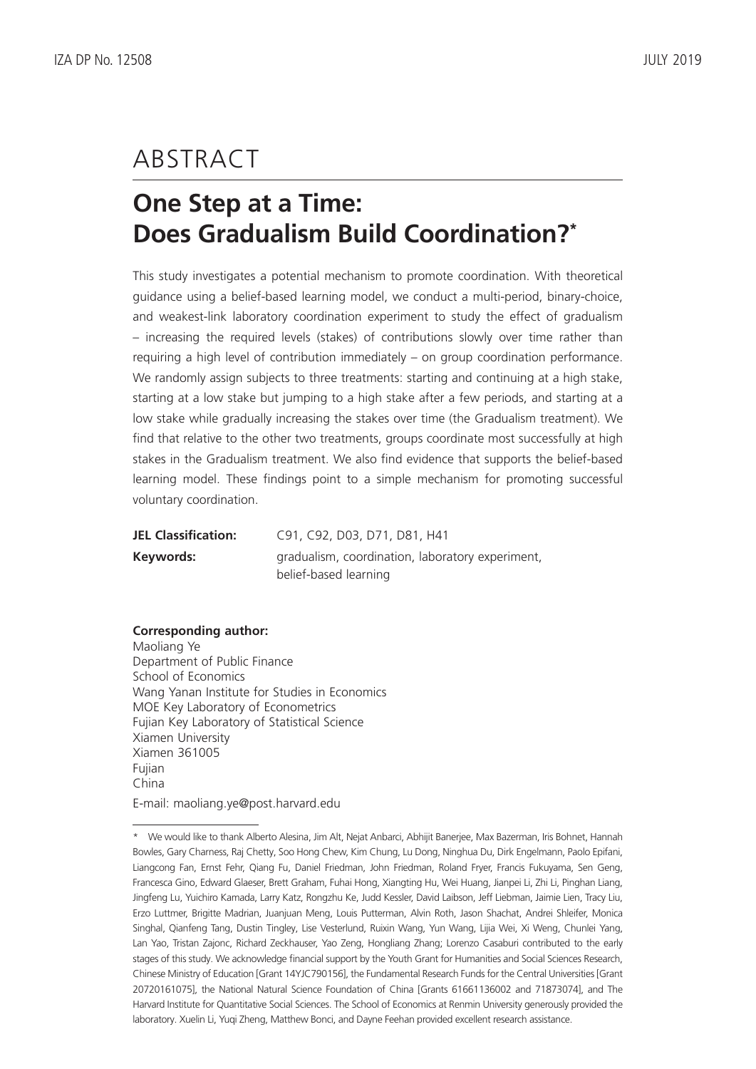# ABSTRACT

## One Step at a Time: Does Gradualism Build Coordination?*

This study investigates a potential mechanism to promote coordination. With theoretical guidance using a belief-based learning model, we conduct a multi-period, binary-choice, and weakest-link laboratory coordination experiment to study the effect of gradualism – increasing the required levels (stakes) of contributions slowly over time rather than requiring a high level of contribution immediately – on group coordination performance. We randomly assign subjects to three treatments: starting and continuing at a high stake, starting at a low stake but jumping to a high stake after a few periods, and starting at a low stake while gradually increasing the stakes over time (the Gradualism treatment). We find that relative to the other two treatments, groups coordinate most successfully at high stakes in the Gradualism treatment. We also find evidence that supports the belief-based learning model. These findings point to a simple mechanism for promoting successful voluntary coordination.

| | |
|---|---|
| **JEL Classification:** | C91, C92, D03, D71, D81, H41 |
| **Keywords:** | gradualism, coordination, laboratory experiment, belief-based learning |

**Corresponding author:**
Maoliang Ye
Department of Public Finance
School of Economics
Wang Yanan Institute for Studies in Economics
MOE Key Laboratory of Econometrics
Fujian Key Laboratory of Statistical Science
Xiamen University
Xiamen 361005
Fujian
China

E-mail: maoliang.ye@post.harvard.edu

---

\* We would like to thank Alberto Alesina, Jim Alt, Nejat Anbarci, Abhijit Banerjee, Max Bazerman, Iris Bohnet, Hannah Bowles, Gary Charness, Raj Chetty, Soo Hong Chew, Kim Chung, Lu Dong, Ninghua Du, Dirk Engelmann, Paolo Epifani, Liangcong Fan, Ernst Fehr, Qiang Fu, Daniel Friedman, John Friedman, Roland Fryer, Francis Fukuyama, Sen Geng, Francesca Gino, Edward Glaeser, Brett Graham, Fuhai Hong, Xiangting Hu, Wei Huang, Jianpei Li, Zhi Li, Pinghan Liang, Jingfeng Lu, Yuichiro Kamada, Larry Katz, Rongzhu Ke, Judd Kessler, David Laibson, Jeff Liebman, Jaimie Lien, Tracy Liu, Erzo Luttmer, Brigitte Madrian, Juanjuan Meng, Louis Putterman, Alvin Roth, Jason Shachat, Andrei Shleifer, Monica Singhal, Qianfeng Tang, Dustin Tingley, Lise Vesterlund, Ruixin Wang, Yun Wang, Lijia Wei, Xi Weng, Chunlei Yang, Lan Yao, Tristan Zajonc, Richard Zeckhauser, Yao Zeng, Hongliang Zhang; Lorenzo Casaburi contributed to the early stages of this study. We acknowledge financial support by the Youth Grant for Humanities and Social Sciences Research, Chinese Ministry of Education [Grant 14YJC790156], the Fundamental Research Funds for the Central Universities [Grant 20720161075], the National Natural Science Foundation of China [Grants 61661136002 and 71873074], and The Harvard Institute for Quantitative Social Sciences. The School of Economics at Renmin University generously provided the laboratory. Xuelin Li, Yuqi Zheng, Matthew Bonci, and Dayne Feehan provided excellent research assistance.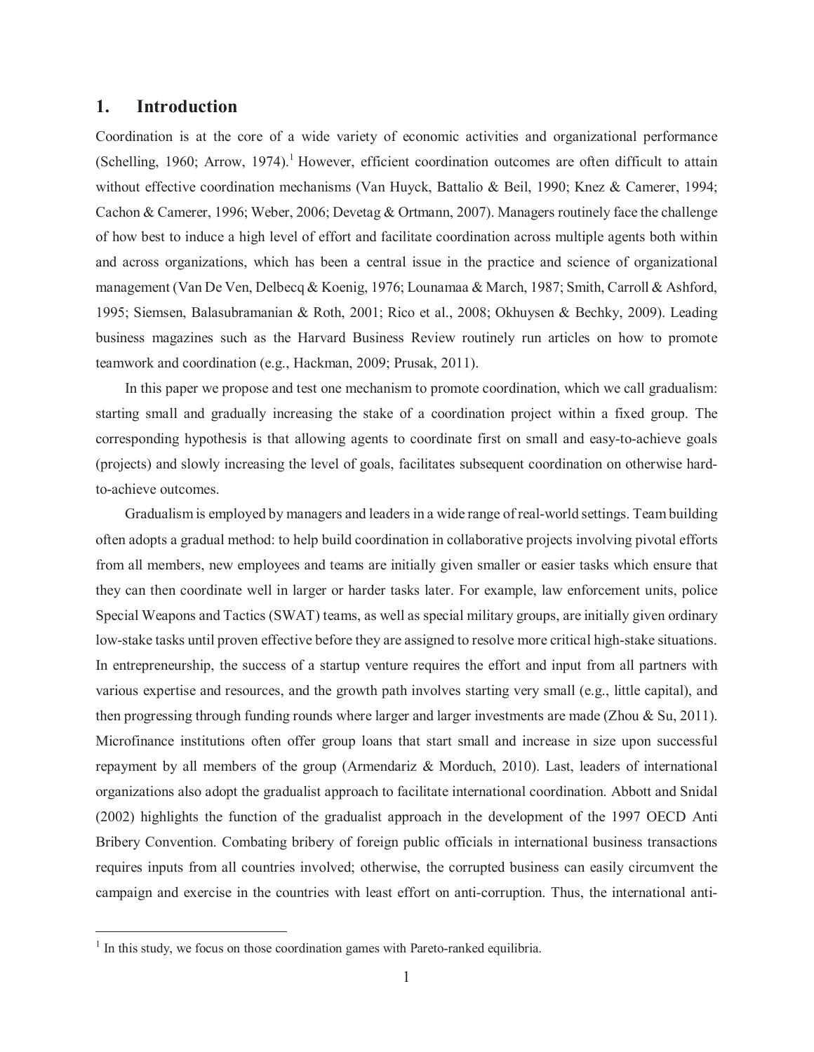## 1. Introduction

Coordination is at the core of a wide variety of economic activities and organizational performance (Schelling, 1960; Arrow, 1974).[1] However, efficient coordination outcomes are often difficult to attain without effective coordination mechanisms (Van Huyck, Battalio & Beil, 1990; Knez & Camerer, 1994; Cachon & Camerer, 1996; Weber, 2006; Devetag & Ortmann, 2007). Managers routinely face the challenge of how best to induce a high level of effort and facilitate coordination across multiple agents both within and across organizations, which has been a central issue in the practice and science of organizational management (Van De Ven, Delbecq & Koenig, 1976; Lounamaa & March, 1987; Smith, Carroll & Ashford, 1995; Siemsen, Balasubramanian & Roth, 2001; Rico et al., 2008; Okhuysen & Bechky, 2009). Leading business magazines such as the Harvard Business Review routinely run articles on how to promote teamwork and coordination (e.g., Hackman, 2009; Prusak, 2011).

In this paper we propose and test one mechanism to promote coordination, which we call gradualism: starting small and gradually increasing the stake of a coordination project within a fixed group. The corresponding hypothesis is that allowing agents to coordinate first on small and easy-to-achieve goals (projects) and slowly increasing the level of goals, facilitates subsequent coordination on otherwise hard-to-achieve outcomes.

Gradualism is employed by managers and leaders in a wide range of real-world settings. Team building often adopts a gradual method: to help build coordination in collaborative projects involving pivotal efforts from all members, new employees and teams are initially given smaller or easier tasks which ensure that they can then coordinate well in larger or harder tasks later. For example, law enforcement units, police Special Weapons and Tactics (SWAT) teams, as well as special military groups, are initially given ordinary low-stake tasks until proven effective before they are assigned to resolve more critical high-stake situations. In entrepreneurship, the success of a startup venture requires the effort and input from all partners with various expertise and resources, and the growth path involves starting very small (e.g., little capital), and then progressing through funding rounds where larger and larger investments are made (Zhou & Su, 2011). Microfinance institutions often offer group loans that start small and increase in size upon successful repayment by all members of the group (Armendariz & Morduch, 2010). Last, leaders of international organizations also adopt the gradualist approach to facilitate international coordination. Abbott and Snidal (2002) highlights the function of the gradualist approach in the development of the 1997 OECD Anti Bribery Convention. Combating bribery of foreign public officials in international business transactions requires inputs from all countries involved; otherwise, the corrupted business can easily circumvent the campaign and exercise in the countries with least effort on anti-corruption. Thus, the international anti-

[1] In this study, we focus on those coordination games with Pareto-ranked equilibria.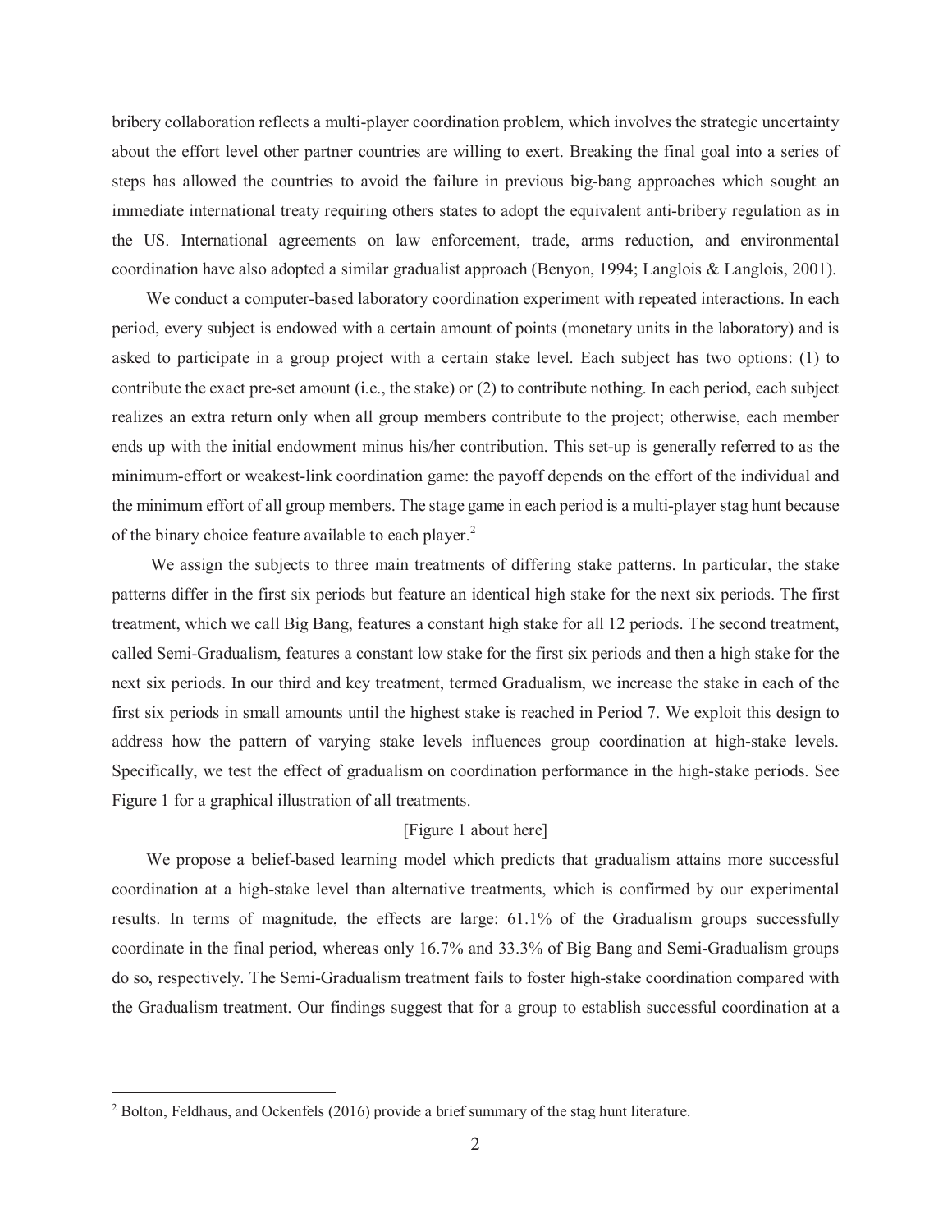bribery collaboration reflects a multi-player coordination problem, which involves the strategic uncertainty about the effort level other partner countries are willing to exert. Breaking the final goal into a series of steps has allowed the countries to avoid the failure in previous big-bang approaches which sought an immediate international treaty requiring others states to adopt the equivalent anti-bribery regulation as in the US. International agreements on law enforcement, trade, arms reduction, and environmental coordination have also adopted a similar gradualist approach (Benyon, 1994; Langlois & Langlois, 2001).

We conduct a computer-based laboratory coordination experiment with repeated interactions. In each period, every subject is endowed with a certain amount of points (monetary units in the laboratory) and is asked to participate in a group project with a certain stake level. Each subject has two options: (1) to contribute the exact pre-set amount (i.e., the stake) or (2) to contribute nothing. In each period, each subject realizes an extra return only when all group members contribute to the project; otherwise, each member ends up with the initial endowment minus his/her contribution. This set-up is generally referred to as the minimum-effort or weakest-link coordination game: the payoff depends on the effort of the individual and the minimum effort of all group members. The stage game in each period is a multi-player stag hunt because of the binary choice feature available to each player.[2]

We assign the subjects to three main treatments of differing stake patterns. In particular, the stake patterns differ in the first six periods but feature an identical high stake for the next six periods. The first treatment, which we call Big Bang, features a constant high stake for all 12 periods. The second treatment, called Semi-Gradualism, features a constant low stake for the first six periods and then a high stake for the next six periods. In our third and key treatment, termed Gradualism, we increase the stake in each of the first six periods in small amounts until the highest stake is reached in Period 7. We exploit this design to address how the pattern of varying stake levels influences group coordination at high-stake levels. Specifically, we test the effect of gradualism on coordination performance in the high-stake periods. See Figure 1 for a graphical illustration of all treatments.

[Figure 1 about here]

We propose a belief-based learning model which predicts that gradualism attains more successful coordination at a high-stake level than alternative treatments, which is confirmed by our experimental results. In terms of magnitude, the effects are large: 61.1% of the Gradualism groups successfully coordinate in the final period, whereas only 16.7% and 33.3% of Big Bang and Semi-Gradualism groups do so, respectively. The Semi-Gradualism treatment fails to foster high-stake coordination compared with the Gradualism treatment. Our findings suggest that for a group to establish successful coordination at a

[2] Bolton, Feldhaus, and Ockenfels (2016) provide a brief summary of the stag hunt literature.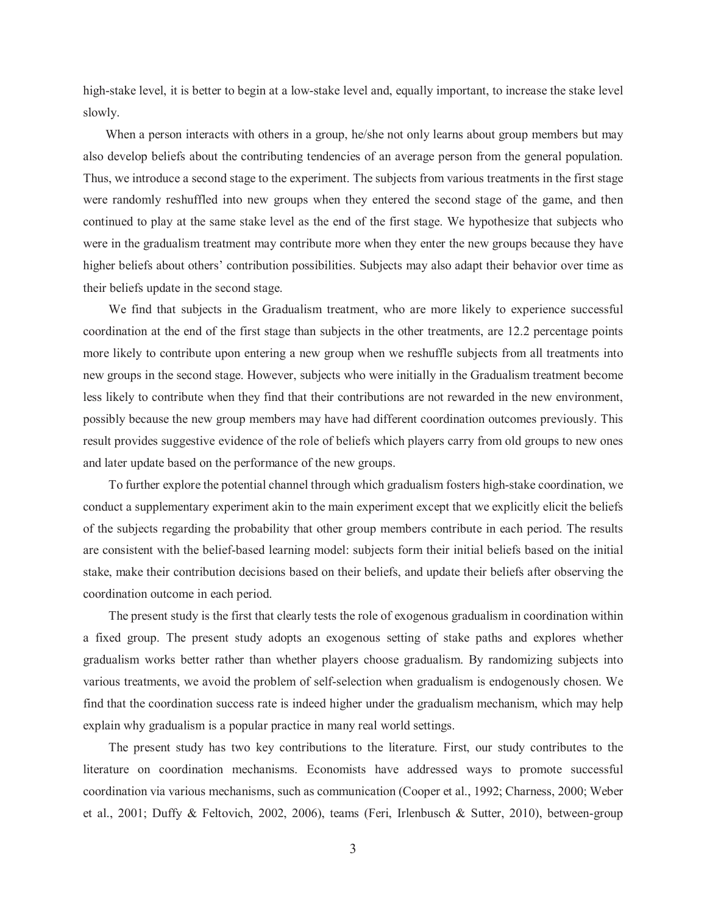high-stake level, it is better to begin at a low-stake level and, equally important, to increase the stake level slowly.

When a person interacts with others in a group, he/she not only learns about group members but may also develop beliefs about the contributing tendencies of an average person from the general population. Thus, we introduce a second stage to the experiment. The subjects from various treatments in the first stage were randomly reshuffled into new groups when they entered the second stage of the game, and then continued to play at the same stake level as the end of the first stage. We hypothesize that subjects who were in the gradualism treatment may contribute more when they enter the new groups because they have higher beliefs about others' contribution possibilities. Subjects may also adapt their behavior over time as their beliefs update in the second stage.

We find that subjects in the Gradualism treatment, who are more likely to experience successful coordination at the end of the first stage than subjects in the other treatments, are 12.2 percentage points more likely to contribute upon entering a new group when we reshuffle subjects from all treatments into new groups in the second stage. However, subjects who were initially in the Gradualism treatment become less likely to contribute when they find that their contributions are not rewarded in the new environment, possibly because the new group members may have had different coordination outcomes previously. This result provides suggestive evidence of the role of beliefs which players carry from old groups to new ones and later update based on the performance of the new groups.

To further explore the potential channel through which gradualism fosters high-stake coordination, we conduct a supplementary experiment akin to the main experiment except that we explicitly elicit the beliefs of the subjects regarding the probability that other group members contribute in each period. The results are consistent with the belief-based learning model: subjects form their initial beliefs based on the initial stake, make their contribution decisions based on their beliefs, and update their beliefs after observing the coordination outcome in each period.

The present study is the first that clearly tests the role of exogenous gradualism in coordination within a fixed group. The present study adopts an exogenous setting of stake paths and explores whether gradualism works better rather than whether players choose gradualism. By randomizing subjects into various treatments, we avoid the problem of self-selection when gradualism is endogenously chosen. We find that the coordination success rate is indeed higher under the gradualism mechanism, which may help explain why gradualism is a popular practice in many real world settings.

The present study has two key contributions to the literature. First, our study contributes to the literature on coordination mechanisms. Economists have addressed ways to promote successful coordination via various mechanisms, such as communication (Cooper et al., 1992; Charness, 2000; Weber et al., 2001; Duffy & Feltovich, 2002, 2006), teams (Feri, Irlenbusch & Sutter, 2010), between-group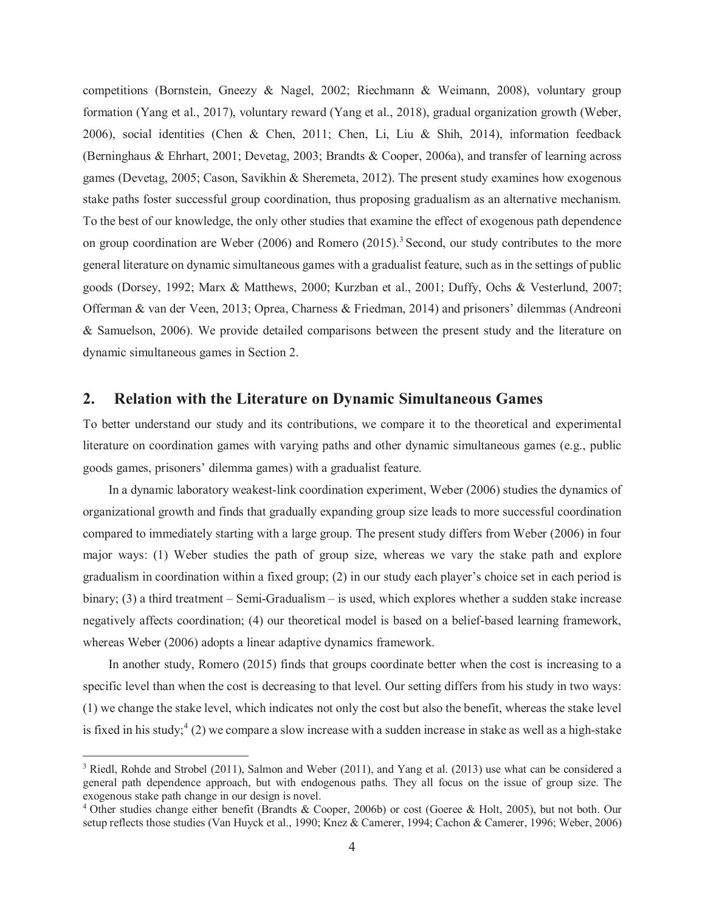competitions (Bornstein, Gneezy & Nagel, 2002; Riechmann & Weimann, 2008), voluntary group formation (Yang et al., 2017), voluntary reward (Yang et al., 2018), gradual organization growth (Weber, 2006), social identities (Chen & Chen, 2011; Chen, Li, Liu & Shih, 2014), information feedback (Berninghaus & Ehrhart, 2001; Devetag, 2003; Brandts & Cooper, 2006a), and transfer of learning across games (Devetag, 2005; Cason, Savikhin & Sheremeta, 2012). The present study examines how exogenous stake paths foster successful group coordination, thus proposing gradualism as an alternative mechanism. To the best of our knowledge, the only other studies that examine the effect of exogenous path dependence on group coordination are Weber (2006) and Romero (2015).[3] Second, our study contributes to the more general literature on dynamic simultaneous games with a gradualist feature, such as in the settings of public goods (Dorsey, 1992; Marx & Matthews, 2000; Kurzban et al., 2001; Duffy, Ochs & Vesterlund, 2007; Offerman & van der Veen, 2013; Oprea, Charness & Friedman, 2014) and prisoners' dilemmas (Andreoni & Samuelson, 2006). We provide detailed comparisons between the present study and the literature on dynamic simultaneous games in Section 2.

## 2. Relation with the Literature on Dynamic Simultaneous Games

To better understand our study and its contributions, we compare it to the theoretical and experimental literature on coordination games with varying paths and other dynamic simultaneous games (e.g., public goods games, prisoners' dilemma games) with a gradualist feature.

In a dynamic laboratory weakest-link coordination experiment, Weber (2006) studies the dynamics of organizational growth and finds that gradually expanding group size leads to more successful coordination compared to immediately starting with a large group. The present study differs from Weber (2006) in four major ways: (1) Weber studies the path of group size, whereas we vary the stake path and explore gradualism in coordination within a fixed group; (2) in our study each player's choice set in each period is binary; (3) a third treatment – Semi-Gradualism – is used, which explores whether a sudden stake increase negatively affects coordination; (4) our theoretical model is based on a belief-based learning framework, whereas Weber (2006) adopts a linear adaptive dynamics framework.

In another study, Romero (2015) finds that groups coordinate better when the cost is increasing to a specific level than when the cost is decreasing to that level. Our setting differs from his study in two ways: (1) we change the stake level, which indicates not only the cost but also the benefit, whereas the stake level is fixed in his study;[4] (2) we compare a slow increase with a sudden increase in stake as well as a high-stake

[3] Riedl, Rohde and Strobel (2011), Salmon and Weber (2011), and Yang et al. (2013) use what can be considered a general path dependence approach, but with endogenous paths. They all focus on the issue of group size. The exogenous stake path change in our design is novel.

[4] Other studies change either benefit (Brandts & Cooper, 2006b) or cost (Goeree & Holt, 2005), but not both. Our setup reflects those studies (Van Huyck et al., 1990; Knez & Camerer, 1994; Cachon & Camerer, 1996; Weber, 2006)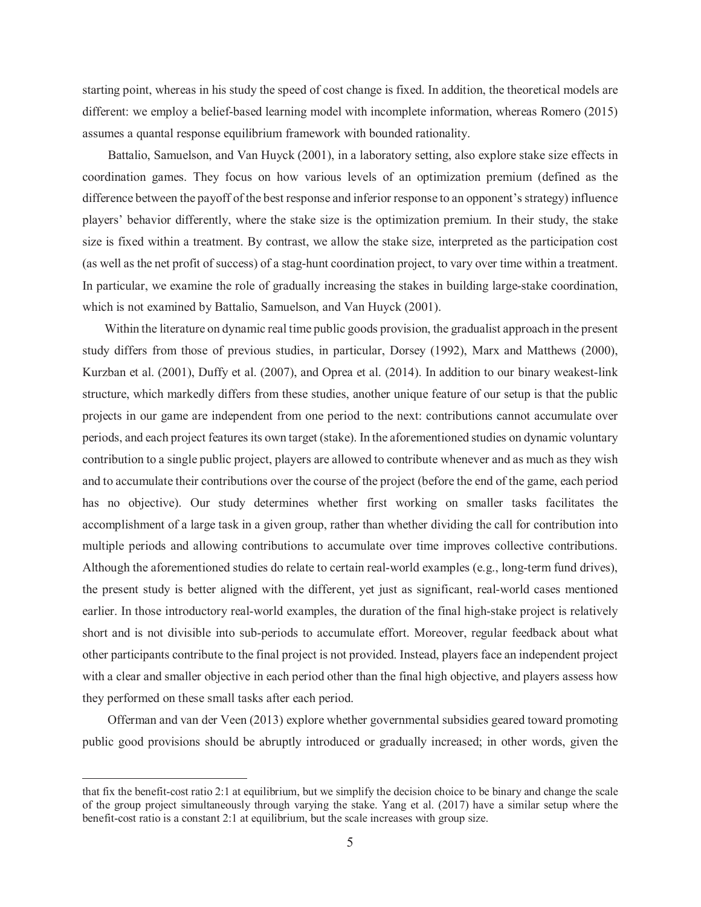starting point, whereas in his study the speed of cost change is fixed. In addition, the theoretical models are different: we employ a belief-based learning model with incomplete information, whereas Romero (2015) assumes a quantal response equilibrium framework with bounded rationality.

Battalio, Samuelson, and Van Huyck (2001), in a laboratory setting, also explore stake size effects in coordination games. They focus on how various levels of an optimization premium (defined as the difference between the payoff of the best response and inferior response to an opponent's strategy) influence players' behavior differently, where the stake size is the optimization premium. In their study, the stake size is fixed within a treatment. By contrast, we allow the stake size, interpreted as the participation cost (as well as the net profit of success) of a stag-hunt coordination project, to vary over time within a treatment. In particular, we examine the role of gradually increasing the stakes in building large-stake coordination, which is not examined by Battalio, Samuelson, and Van Huyck (2001).

Within the literature on dynamic real time public goods provision, the gradualist approach in the present study differs from those of previous studies, in particular, Dorsey (1992), Marx and Matthews (2000), Kurzban et al. (2001), Duffy et al. (2007), and Oprea et al. (2014). In addition to our binary weakest-link structure, which markedly differs from these studies, another unique feature of our setup is that the public projects in our game are independent from one period to the next: contributions cannot accumulate over periods, and each project features its own target (stake). In the aforementioned studies on dynamic voluntary contribution to a single public project, players are allowed to contribute whenever and as much as they wish and to accumulate their contributions over the course of the project (before the end of the game, each period has no objective). Our study determines whether first working on smaller tasks facilitates the accomplishment of a large task in a given group, rather than whether dividing the call for contribution into multiple periods and allowing contributions to accumulate over time improves collective contributions. Although the aforementioned studies do relate to certain real-world examples (e.g., long-term fund drives), the present study is better aligned with the different, yet just as significant, real-world cases mentioned earlier. In those introductory real-world examples, the duration of the final high-stake project is relatively short and is not divisible into sub-periods to accumulate effort. Moreover, regular feedback about what other participants contribute to the final project is not provided. Instead, players face an independent project with a clear and smaller objective in each period other than the final high objective, and players assess how they performed on these small tasks after each period.

Offerman and van der Veen (2013) explore whether governmental subsidies geared toward promoting public good provisions should be abruptly introduced or gradually increased; in other words, given the

---

that fix the benefit-cost ratio 2:1 at equilibrium, but we simplify the decision choice to be binary and change the scale of the group project simultaneously through varying the stake. Yang et al. (2017) have a similar setup where the benefit-cost ratio is a constant 2:1 at equilibrium, but the scale increases with group size.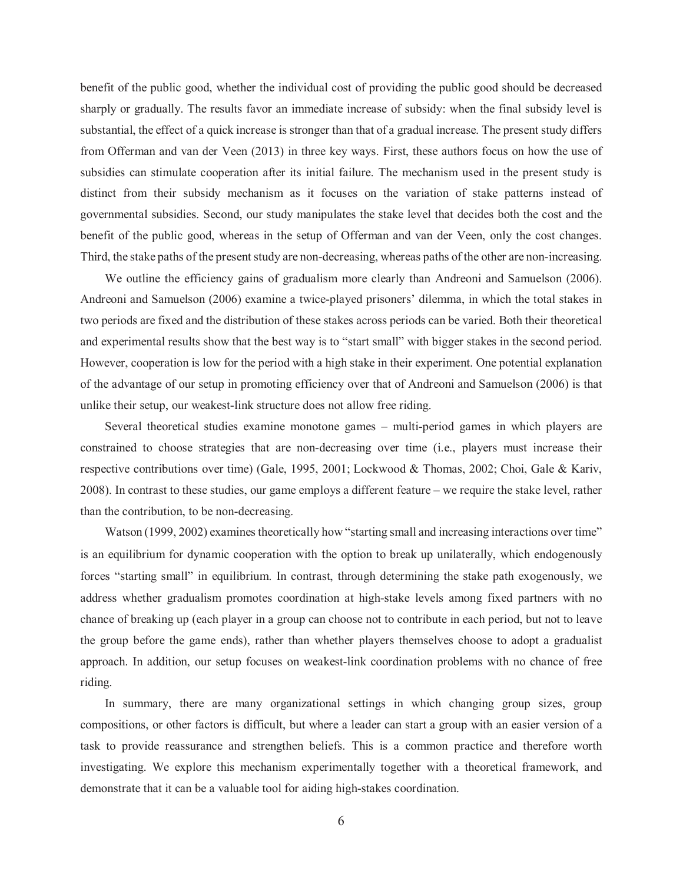benefit of the public good, whether the individual cost of providing the public good should be decreased sharply or gradually. The results favor an immediate increase of subsidy: when the final subsidy level is substantial, the effect of a quick increase is stronger than that of a gradual increase. The present study differs from Offerman and van der Veen (2013) in three key ways. First, these authors focus on how the use of subsidies can stimulate cooperation after its initial failure. The mechanism used in the present study is distinct from their subsidy mechanism as it focuses on the variation of stake patterns instead of governmental subsidies. Second, our study manipulates the stake level that decides both the cost and the benefit of the public good, whereas in the setup of Offerman and van der Veen, only the cost changes. Third, the stake paths of the present study are non-decreasing, whereas paths of the other are non-increasing.

We outline the efficiency gains of gradualism more clearly than Andreoni and Samuelson (2006). Andreoni and Samuelson (2006) examine a twice-played prisoners' dilemma, in which the total stakes in two periods are fixed and the distribution of these stakes across periods can be varied. Both their theoretical and experimental results show that the best way is to "start small" with bigger stakes in the second period. However, cooperation is low for the period with a high stake in their experiment. One potential explanation of the advantage of our setup in promoting efficiency over that of Andreoni and Samuelson (2006) is that unlike their setup, our weakest-link structure does not allow free riding.

Several theoretical studies examine monotone games – multi-period games in which players are constrained to choose strategies that are non-decreasing over time (i.e., players must increase their respective contributions over time) (Gale, 1995, 2001; Lockwood & Thomas, 2002; Choi, Gale & Kariv, 2008). In contrast to these studies, our game employs a different feature – we require the stake level, rather than the contribution, to be non-decreasing.

Watson (1999, 2002) examines theoretically how "starting small and increasing interactions over time" is an equilibrium for dynamic cooperation with the option to break up unilaterally, which endogenously forces "starting small" in equilibrium. In contrast, through determining the stake path exogenously, we address whether gradualism promotes coordination at high-stake levels among fixed partners with no chance of breaking up (each player in a group can choose not to contribute in each period, but not to leave the group before the game ends), rather than whether players themselves choose to adopt a gradualist approach. In addition, our setup focuses on weakest-link coordination problems with no chance of free riding.

In summary, there are many organizational settings in which changing group sizes, group compositions, or other factors is difficult, but where a leader can start a group with an easier version of a task to provide reassurance and strengthen beliefs. This is a common practice and therefore worth investigating. We explore this mechanism experimentally together with a theoretical framework, and demonstrate that it can be a valuable tool for aiding high-stakes coordination.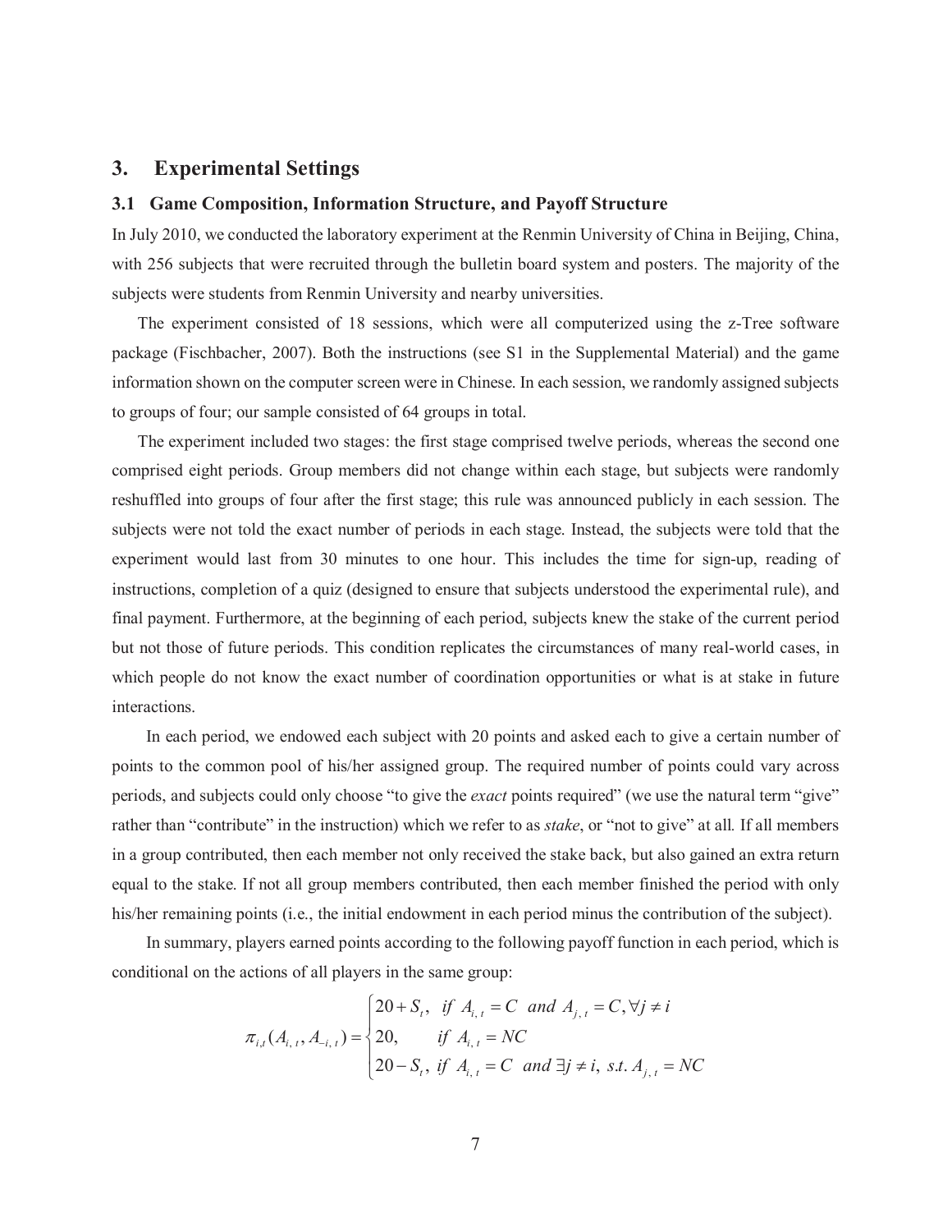## 3. Experimental Settings

### 3.1 Game Composition, Information Structure, and Payoff Structure

In July 2010, we conducted the laboratory experiment at the Renmin University of China in Beijing, China, with 256 subjects that were recruited through the bulletin board system and posters. The majority of the subjects were students from Renmin University and nearby universities.

The experiment consisted of 18 sessions, which were all computerized using the z-Tree software package (Fischbacher, 2007). Both the instructions (see S1 in the Supplemental Material) and the game information shown on the computer screen were in Chinese. In each session, we randomly assigned subjects to groups of four; our sample consisted of 64 groups in total.

The experiment included two stages: the first stage comprised twelve periods, whereas the second one comprised eight periods. Group members did not change within each stage, but subjects were randomly reshuffled into groups of four after the first stage; this rule was announced publicly in each session. The subjects were not told the exact number of periods in each stage. Instead, the subjects were told that the experiment would last from 30 minutes to one hour. This includes the time for sign-up, reading of instructions, completion of a quiz (designed to ensure that subjects understood the experimental rule), and final payment. Furthermore, at the beginning of each period, subjects knew the stake of the current period but not those of future periods. This condition replicates the circumstances of many real-world cases, in which people do not know the exact number of coordination opportunities or what is at stake in future interactions.

In each period, we endowed each subject with 20 points and asked each to give a certain number of points to the common pool of his/her assigned group. The required number of points could vary across periods, and subjects could only choose "to give the *exact* points required" (we use the natural term "give" rather than "contribute" in the instruction) which we refer to as *stake*, or "not to give" at all. If all members in a group contributed, then each member not only received the stake back, but also gained an extra return equal to the stake. If not all group members contributed, then each member finished the period with only his/her remaining points (i.e., the initial endowment in each period minus the contribution of the subject).

In summary, players earned points according to the following payoff function in each period, which is conditional on the actions of all players in the same group:

$$\pi_{i,t}(A_{i,t}, A_{-i,t}) = \begin{cases} 20 + S_t, & \text{if } A_{i,t} = C \text{ and } A_{j,t} = C, \forall j \neq i \\ 20, & \text{if } A_{i,t} = NC \\ 20 - S_t, & \text{if } A_{i,t} = C \text{ and } \exists j \neq i, \text{ s.t. } A_{j,t} = NC \end{cases}$$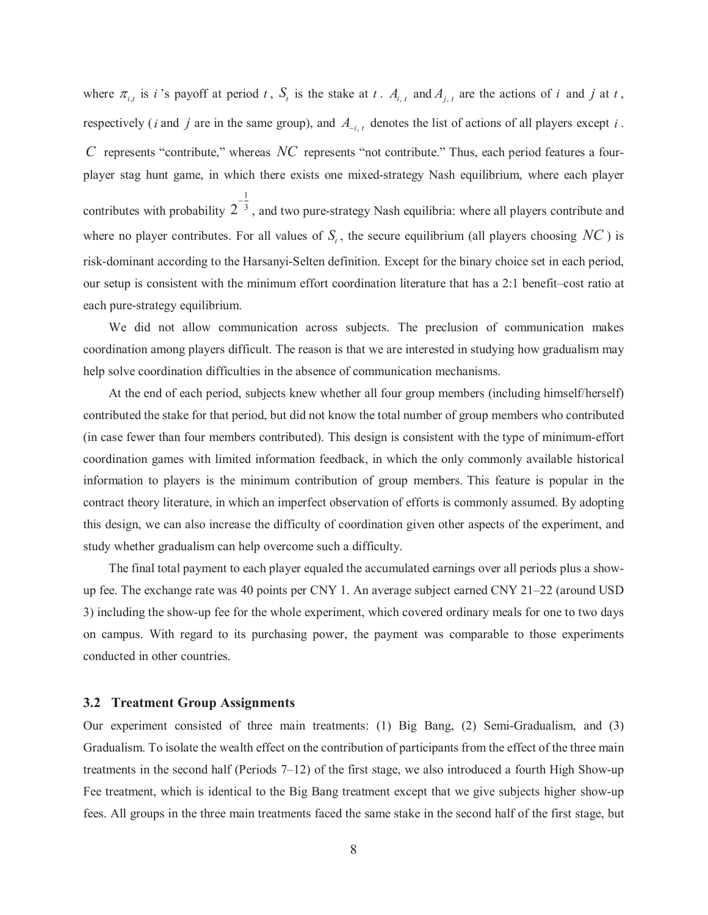where $\pi_{i,t}$ is $i$'s payoff at period $t$, $S_t$ is the stake at $t$. $A_{i,t}$ and $A_{j,t}$ are the actions of $i$ and $j$ at $t$, respectively ($i$ and $j$ are in the same group), and $A_{-i,t}$ denotes the list of actions of all players except $i$. $C$ represents "contribute," whereas $NC$ represents "not contribute." Thus, each period features a four-player stag hunt game, in which there exists one mixed-strategy Nash equilibrium, where each player contributes with probability $2^{-\frac{1}{3}}$, and two pure-strategy Nash equilibria: where all players contribute and where no player contributes. For all values of $S_t$, the secure equilibrium (all players choosing $NC$) is risk-dominant according to the Harsanyi-Selten definition. Except for the binary choice set in each period, our setup is consistent with the minimum effort coordination literature that has a 2:1 benefit–cost ratio at each pure-strategy equilibrium.

We did not allow communication across subjects. The preclusion of communication makes coordination among players difficult. The reason is that we are interested in studying how gradualism may help solve coordination difficulties in the absence of communication mechanisms.

At the end of each period, subjects knew whether all four group members (including himself/herself) contributed the stake for that period, but did not know the total number of group members who contributed (in case fewer than four members contributed). This design is consistent with the type of minimum-effort coordination games with limited information feedback, in which the only commonly available historical information to players is the minimum contribution of group members. This feature is popular in the contract theory literature, in which an imperfect observation of efforts is commonly assumed. By adopting this design, we can also increase the difficulty of coordination given other aspects of the experiment, and study whether gradualism can help overcome such a difficulty.

The final total payment to each player equaled the accumulated earnings over all periods plus a show-up fee. The exchange rate was 40 points per CNY 1. An average subject earned CNY 21–22 (around USD 3) including the show-up fee for the whole experiment, which covered ordinary meals for one to two days on campus. With regard to its purchasing power, the payment was comparable to those experiments conducted in other countries.

### 3.2 Treatment Group Assignments

Our experiment consisted of three main treatments: (1) Big Bang, (2) Semi-Gradualism, and (3) Gradualism. To isolate the wealth effect on the contribution of participants from the effect of the three main treatments in the second half (Periods 7–12) of the first stage, we also introduced a fourth High Show-up Fee treatment, which is identical to the Big Bang treatment except that we give subjects higher show-up fees. All groups in the three main treatments faced the same stake in the second half of the first stage, but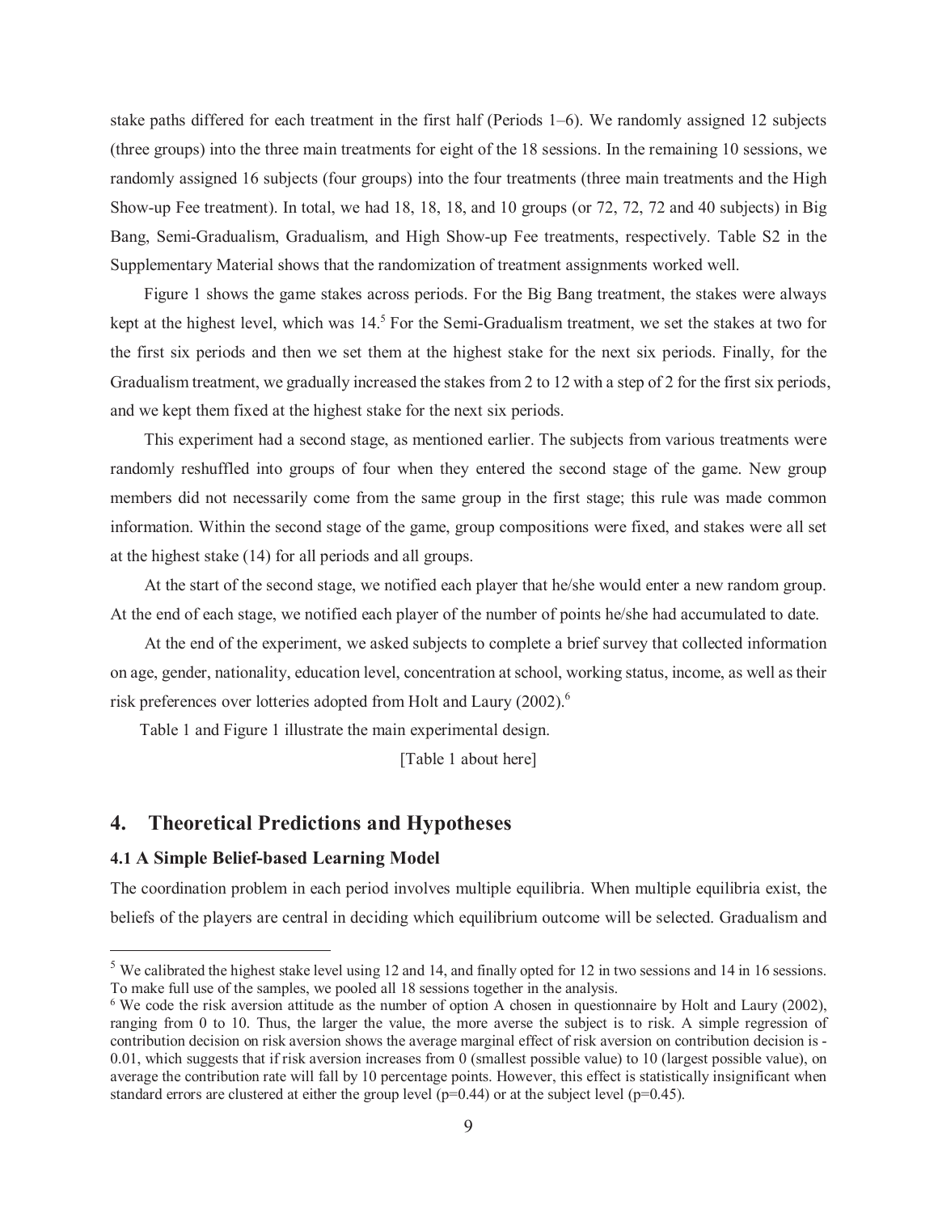stake paths differed for each treatment in the first half (Periods 1–6). We randomly assigned 12 subjects (three groups) into the three main treatments for eight of the 18 sessions. In the remaining 10 sessions, we randomly assigned 16 subjects (four groups) into the four treatments (three main treatments and the High Show-up Fee treatment). In total, we had 18, 18, 18, and 10 groups (or 72, 72, 72 and 40 subjects) in Big Bang, Semi-Gradualism, Gradualism, and High Show-up Fee treatments, respectively. Table S2 in the Supplementary Material shows that the randomization of treatment assignments worked well.

Figure 1 shows the game stakes across periods. For the Big Bang treatment, the stakes were always kept at the highest level, which was 14.[5] For the Semi-Gradualism treatment, we set the stakes at two for the first six periods and then we set them at the highest stake for the next six periods. Finally, for the Gradualism treatment, we gradually increased the stakes from 2 to 12 with a step of 2 for the first six periods, and we kept them fixed at the highest stake for the next six periods.

This experiment had a second stage, as mentioned earlier. The subjects from various treatments were randomly reshuffled into groups of four when they entered the second stage of the game. New group members did not necessarily come from the same group in the first stage; this rule was made common information. Within the second stage of the game, group compositions were fixed, and stakes were all set at the highest stake (14) for all periods and all groups.

At the start of the second stage, we notified each player that he/she would enter a new random group. At the end of each stage, we notified each player of the number of points he/she had accumulated to date.

At the end of the experiment, we asked subjects to complete a brief survey that collected information on age, gender, nationality, education level, concentration at school, working status, income, as well as their risk preferences over lotteries adopted from Holt and Laury (2002).[6]

Table 1 and Figure 1 illustrate the main experimental design.

[Table 1 about here]

## 4. Theoretical Predictions and Hypotheses

### 4.1 A Simple Belief-based Learning Model

The coordination problem in each period involves multiple equilibria. When multiple equilibria exist, the beliefs of the players are central in deciding which equilibrium outcome will be selected. Gradualism and

---

[5] We calibrated the highest stake level using 12 and 14, and finally opted for 12 in two sessions and 14 in 16 sessions. To make full use of the samples, we pooled all 18 sessions together in the analysis.

[6] We code the risk aversion attitude as the number of option A chosen in questionnaire by Holt and Laury (2002), ranging from 0 to 10. Thus, the larger the value, the more averse the subject is to risk. A simple regression of contribution decision on risk aversion shows the average marginal effect of risk aversion on contribution decision is -0.01, which suggests that if risk aversion increases from 0 (smallest possible value) to 10 (largest possible value), on average the contribution rate will fall by 10 percentage points. However, this effect is statistically insignificant when standard errors are clustered at either the group level ($p=0.44$) or at the subject level ($p=0.45$).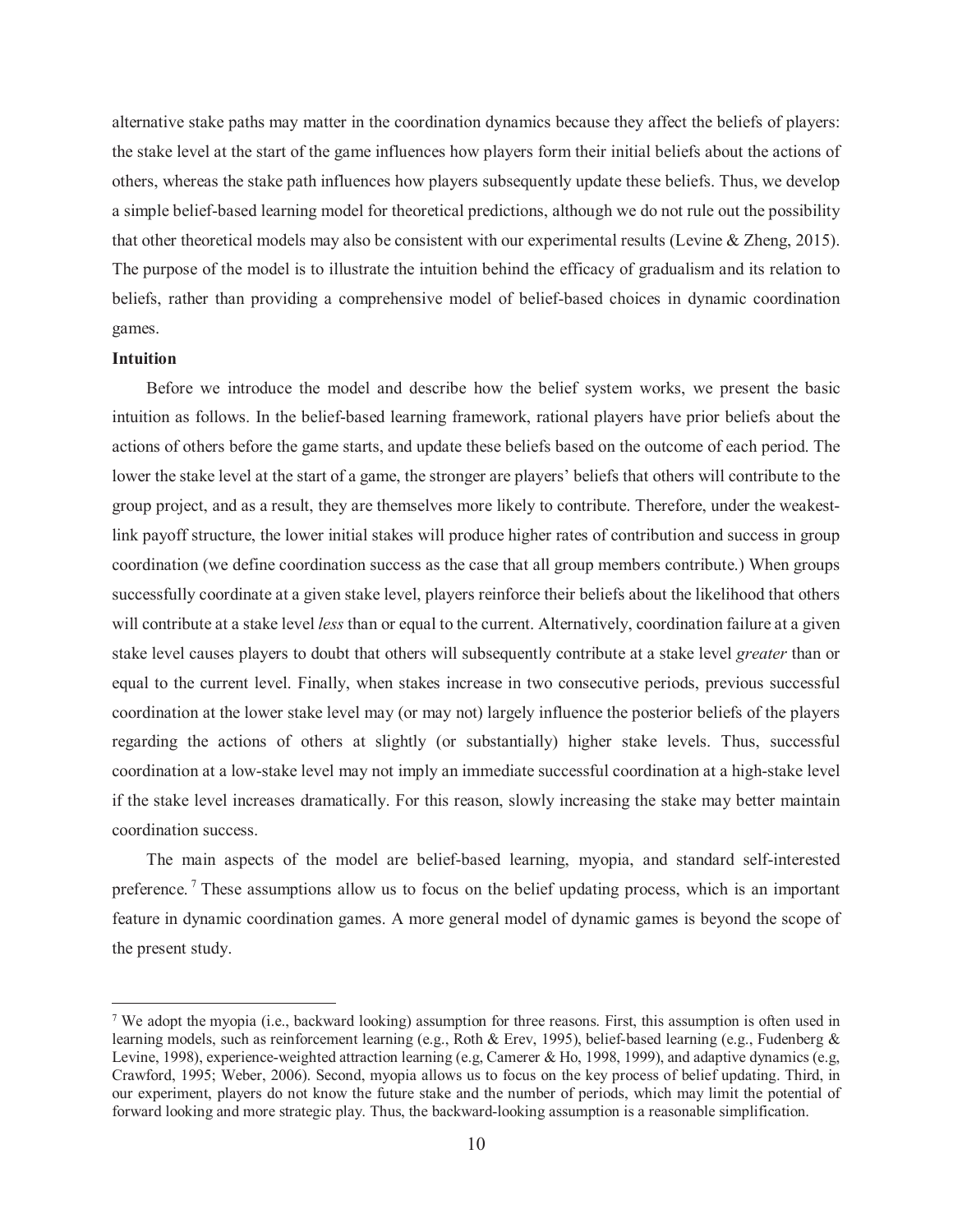alternative stake paths may matter in the coordination dynamics because they affect the beliefs of players: the stake level at the start of the game influences how players form their initial beliefs about the actions of others, whereas the stake path influences how players subsequently update these beliefs. Thus, we develop a simple belief-based learning model for theoretical predictions, although we do not rule out the possibility that other theoretical models may also be consistent with our experimental results (Levine & Zheng, 2015). The purpose of the model is to illustrate the intuition behind the efficacy of gradualism and its relation to beliefs, rather than providing a comprehensive model of belief-based choices in dynamic coordination games.

**Intuition**

Before we introduce the model and describe how the belief system works, we present the basic intuition as follows. In the belief-based learning framework, rational players have prior beliefs about the actions of others before the game starts, and update these beliefs based on the outcome of each period. The lower the stake level at the start of a game, the stronger are players' beliefs that others will contribute to the group project, and as a result, they are themselves more likely to contribute. Therefore, under the weakest-link payoff structure, the lower initial stakes will produce higher rates of contribution and success in group coordination (we define coordination success as the case that all group members contribute.) When groups successfully coordinate at a given stake level, players reinforce their beliefs about the likelihood that others will contribute at a stake level *less* than or equal to the current. Alternatively, coordination failure at a given stake level causes players to doubt that others will subsequently contribute at a stake level *greater* than or equal to the current level. Finally, when stakes increase in two consecutive periods, previous successful coordination at the lower stake level may (or may not) largely influence the posterior beliefs of the players regarding the actions of others at slightly (or substantially) higher stake levels. Thus, successful coordination at a low-stake level may not imply an immediate successful coordination at a high-stake level if the stake level increases dramatically. For this reason, slowly increasing the stake may better maintain coordination success.

The main aspects of the model are belief-based learning, myopia, and standard self-interested preference. [7] These assumptions allow us to focus on the belief updating process, which is an important feature in dynamic coordination games. A more general model of dynamic games is beyond the scope of the present study.

[7] We adopt the myopia (i.e., backward looking) assumption for three reasons. First, this assumption is often used in learning models, such as reinforcement learning (e.g., Roth & Erev, 1995), belief-based learning (e.g., Fudenberg & Levine, 1998), experience-weighted attraction learning (e.g, Camerer & Ho, 1998, 1999), and adaptive dynamics (e.g, Crawford, 1995; Weber, 2006). Second, myopia allows us to focus on the key process of belief updating. Third, in our experiment, players do not know the future stake and the number of periods, which may limit the potential of forward looking and more strategic play. Thus, the backward-looking assumption is a reasonable simplification.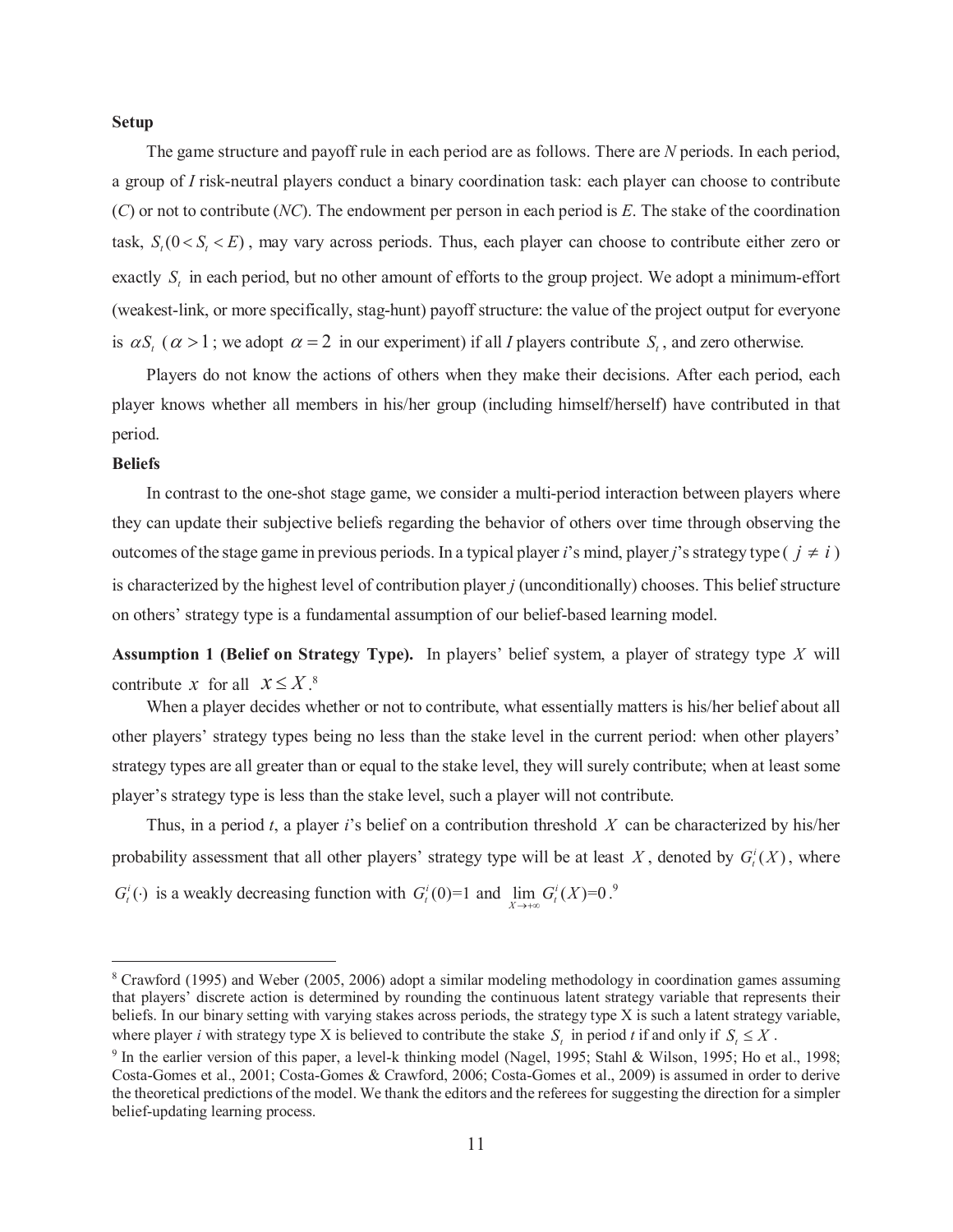**Setup**

The game structure and payoff rule in each period are as follows. There are *N* periods. In each period, a group of *I* risk-neutral players conduct a binary coordination task: each player can choose to contribute (*C*) or not to contribute (*NC*). The endowment per person in each period is *E*. The stake of the coordination task, $S_t (0 < S_t < E)$, may vary across periods. Thus, each player can choose to contribute either zero or exactly $S_t$ in each period, but no other amount of efforts to the group project. We adopt a minimum-effort (weakest-link, or more specifically, stag-hunt) payoff structure: the value of the project output for everyone is $\alpha S_t$ ($\alpha > 1$; we adopt $\alpha = 2$ in our experiment) if all *I* players contribute $S_t$, and zero otherwise.

Players do not know the actions of others when they make their decisions. After each period, each player knows whether all members in his/her group (including himself/herself) have contributed in that period.

**Beliefs**

In contrast to the one-shot stage game, we consider a multi-period interaction between players where they can update their subjective beliefs regarding the behavior of others over time through observing the outcomes of the stage game in previous periods. In a typical player *i*'s mind, player *j*'s strategy type ($j \neq i$) is characterized by the highest level of contribution player *j* (unconditionally) chooses. This belief structure on others' strategy type is a fundamental assumption of our belief-based learning model.

**Assumption 1 (Belief on Strategy Type).** In players' belief system, a player of strategy type $X$ will contribute $x$ for all $x \leq X$.[8]

When a player decides whether or not to contribute, what essentially matters is his/her belief about all other players' strategy types being no less than the stake level in the current period: when other players' strategy types are all greater than or equal to the stake level, they will surely contribute; when at least some player's strategy type is less than the stake level, such a player will not contribute.

Thus, in a period *t*, a player *i*'s belief on a contribution threshold $X$ can be characterized by his/her probability assessment that all other players' strategy type will be at least $X$, denoted by $G_t^i(X)$, where $G_t^i(\cdot)$ is a weakly decreasing function with $G_t^i(0)=1$ and $\lim_{X \to +\infty} G_t^i(X)=0$.[9]

---

[8] Crawford (1995) and Weber (2005, 2006) adopt a similar modeling methodology in coordination games assuming that players' discrete action is determined by rounding the continuous latent strategy variable that represents their beliefs. In our binary setting with varying stakes across periods, the strategy type X is such a latent strategy variable, where player *i* with strategy type X is believed to contribute the stake $S_t$ in period *t* if and only if $S_t \leq X$.

[9] In the earlier version of this paper, a level-k thinking model (Nagel, 1995; Stahl & Wilson, 1995; Ho et al., 1998; Costa-Gomes et al., 2001; Costa-Gomes & Crawford, 2006; Costa-Gomes et al., 2009) is assumed in order to derive the theoretical predictions of the model. We thank the editors and the referees for suggesting the direction for a simpler belief-updating learning process.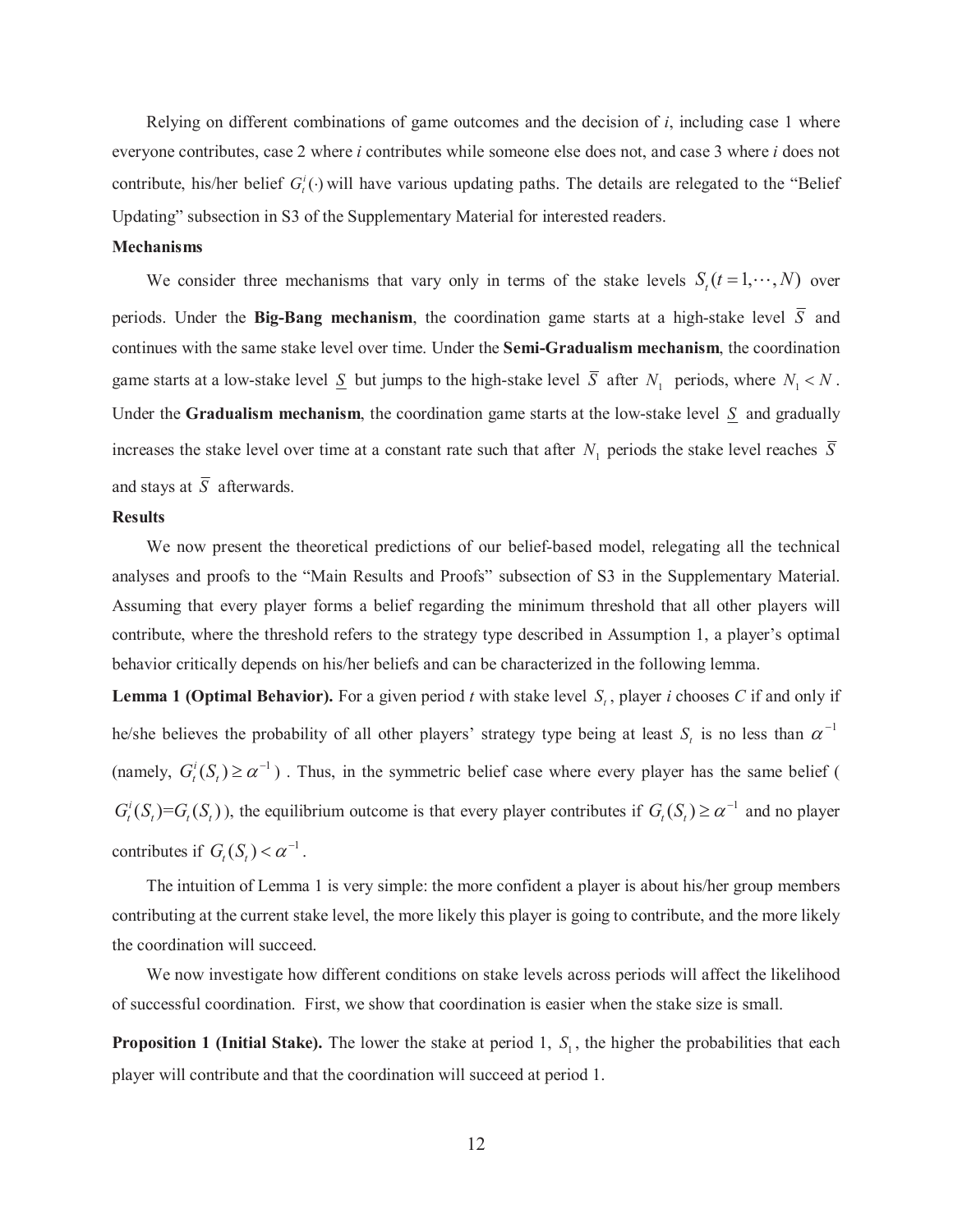Relying on different combinations of game outcomes and the decision of *i*, including case 1 where everyone contributes, case 2 where *i* contributes while someone else does not, and case 3 where *i* does not contribute, his/her belief $G_t^i(\cdot)$ will have various updating paths. The details are relegated to the "Belief Updating" subsection in S3 of the Supplementary Material for interested readers.

**Mechanisms**

We consider three mechanisms that vary only in terms of the stake levels $S_t(t=1,\cdots,N)$ over periods. Under the **Big-Bang mechanism**, the coordination game starts at a high-stake level $\overline{S}$ and continues with the same stake level over time. Under the **Semi-Gradualism mechanism**, the coordination game starts at a low-stake level $\underline{S}$ but jumps to the high-stake level $\overline{S}$ after $N_1$ periods, where $N_1 < N$. Under the **Gradualism mechanism**, the coordination game starts at the low-stake level $\underline{S}$ and gradually increases the stake level over time at a constant rate such that after $N_1$ periods the stake level reaches $\overline{S}$ and stays at $\overline{S}$ afterwards.

**Results**

We now present the theoretical predictions of our belief-based model, relegating all the technical analyses and proofs to the "Main Results and Proofs" subsection of S3 in the Supplementary Material. Assuming that every player forms a belief regarding the minimum threshold that all other players will contribute, where the threshold refers to the strategy type described in Assumption 1, a player's optimal behavior critically depends on his/her beliefs and can be characterized in the following lemma.

**Lemma 1 (Optimal Behavior).** For a given period *t* with stake level $S_t$, player *i* chooses *C* if and only if he/she believes the probability of all other players' strategy type being at least $S_t$ is no less than $\alpha^{-1}$ (namely, $G_t^i(S_t) \geq \alpha^{-1}$). Thus, in the symmetric belief case where every player has the same belief ($G_t^i(S_t)=G_t(S_t)$), the equilibrium outcome is that every player contributes if $G_t(S_t) \geq \alpha^{-1}$ and no player contributes if $G_t(S_t) < \alpha^{-1}$.

The intuition of Lemma 1 is very simple: the more confident a player is about his/her group members contributing at the current stake level, the more likely this player is going to contribute, and the more likely the coordination will succeed.

We now investigate how different conditions on stake levels across periods will affect the likelihood of successful coordination. First, we show that coordination is easier when the stake size is small.

**Proposition 1 (Initial Stake).** The lower the stake at period 1, $S_1$, the higher the probabilities that each player will contribute and that the coordination will succeed at period 1.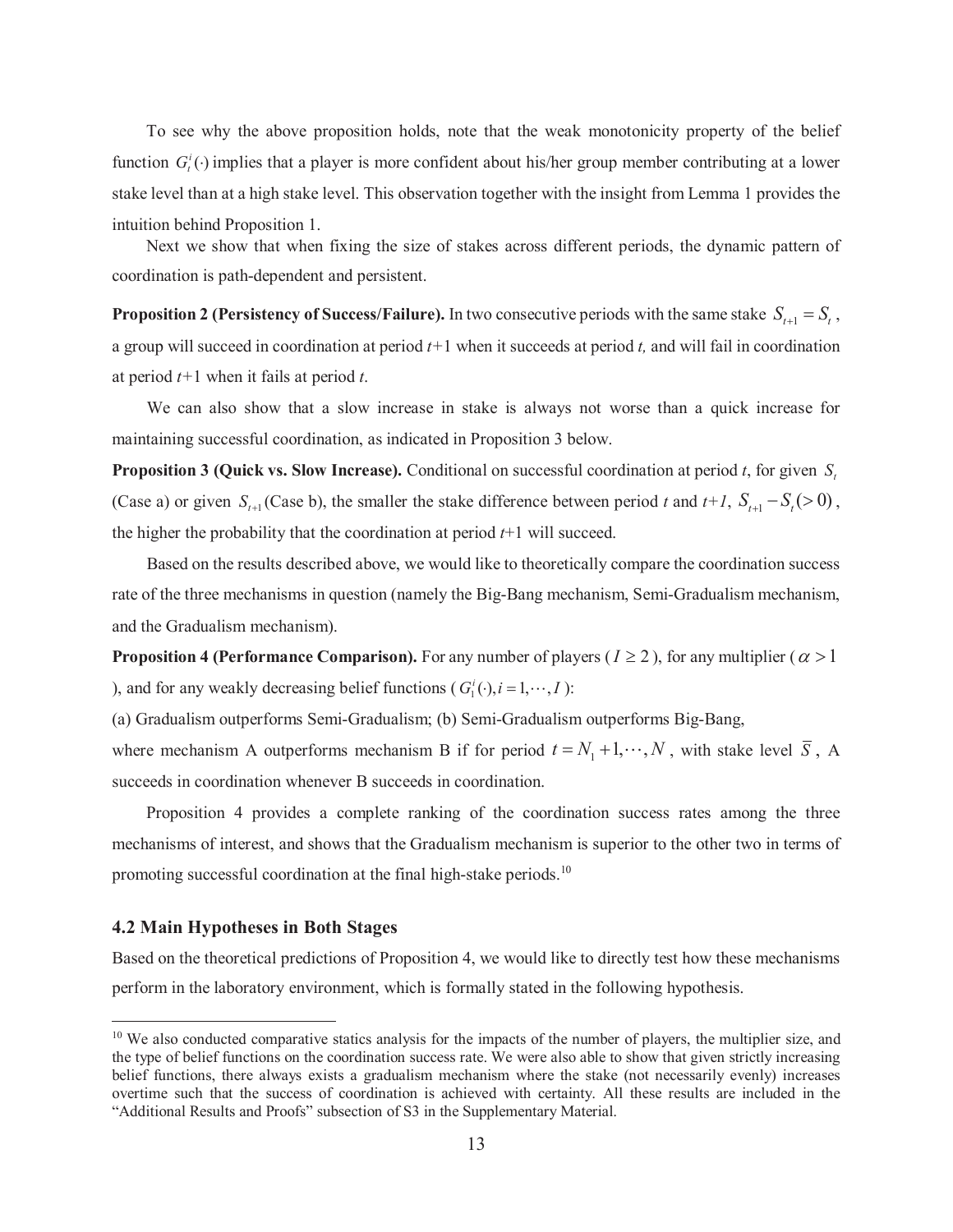To see why the above proposition holds, note that the weak monotonicity property of the belief function $G_t^i(\cdot)$ implies that a player is more confident about his/her group member contributing at a lower stake level than at a high stake level. This observation together with the insight from Lemma 1 provides the intuition behind Proposition 1.

Next we show that when fixing the size of stakes across different periods, the dynamic pattern of coordination is path-dependent and persistent.

**Proposition 2 (Persistency of Success/Failure).** In two consecutive periods with the same stake $S_{t+1} = S_t$, a group will succeed in coordination at period *t*+1 when it succeeds at period *t,* and will fail in coordination at period *t*+1 when it fails at period *t*.

We can also show that a slow increase in stake is always not worse than a quick increase for maintaining successful coordination, as indicated in Proposition 3 below.

**Proposition 3 (Quick vs. Slow Increase).** Conditional on successful coordination at period *t*, for given $S_t$ (Case a) or given $S_{t+1}$ (Case b), the smaller the stake difference between period *t* and *t+1*, $S_{t+1} - S_t (> 0)$, the higher the probability that the coordination at period *t*+1 will succeed.

Based on the results described above, we would like to theoretically compare the coordination success rate of the three mechanisms in question (namely the Big-Bang mechanism, Semi-Gradualism mechanism, and the Gradualism mechanism).

**Proposition 4 (Performance Comparison).** For any number of players ($I \geq 2$), for any multiplier ($\alpha > 1$), and for any weakly decreasing belief functions ($G_1^i(\cdot), i = 1, \cdots, I$):

(a) Gradualism outperforms Semi-Gradualism; (b) Semi-Gradualism outperforms Big-Bang,

where mechanism A outperforms mechanism B if for period $t = N_1 + 1, \cdots, N$, with stake level $\overline{S}$, A succeeds in coordination whenever B succeeds in coordination.

Proposition 4 provides a complete ranking of the coordination success rates among the three mechanisms of interest, and shows that the Gradualism mechanism is superior to the other two in terms of promoting successful coordination at the final high-stake periods.[10]

### 4.2 Main Hypotheses in Both Stages

Based on the theoretical predictions of Proposition 4, we would like to directly test how these mechanisms perform in the laboratory environment, which is formally stated in the following hypothesis.

---

[10] We also conducted comparative statics analysis for the impacts of the number of players, the multiplier size, and the type of belief functions on the coordination success rate. We were also able to show that given strictly increasing belief functions, there always exists a gradualism mechanism where the stake (not necessarily evenly) increases overtime such that the success of coordination is achieved with certainty. All these results are included in the "Additional Results and Proofs" subsection of S3 in the Supplementary Material.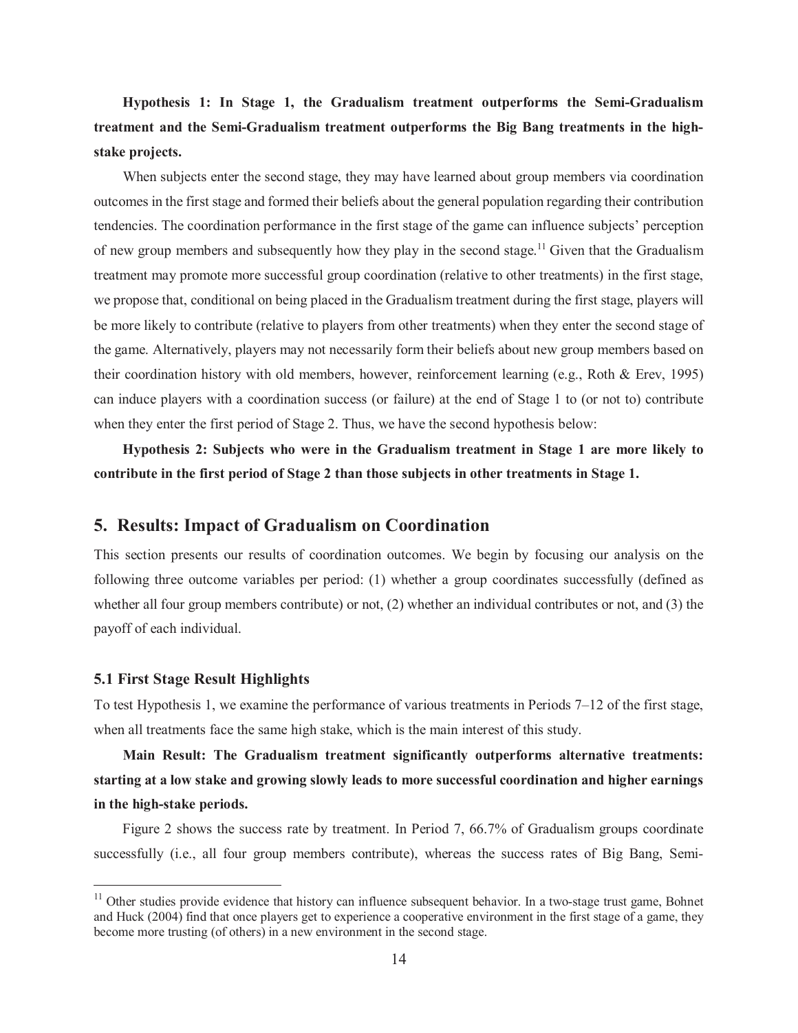**Hypothesis 1: In Stage 1, the Gradualism treatment outperforms the Semi-Gradualism treatment and the Semi-Gradualism treatment outperforms the Big Bang treatments in the high-stake projects.**

When subjects enter the second stage, they may have learned about group members via coordination outcomes in the first stage and formed their beliefs about the general population regarding their contribution tendencies. The coordination performance in the first stage of the game can influence subjects' perception of new group members and subsequently how they play in the second stage.[11] Given that the Gradualism treatment may promote more successful group coordination (relative to other treatments) in the first stage, we propose that, conditional on being placed in the Gradualism treatment during the first stage, players will be more likely to contribute (relative to players from other treatments) when they enter the second stage of the game. Alternatively, players may not necessarily form their beliefs about new group members based on their coordination history with old members, however, reinforcement learning (e.g., Roth & Erev, 1995) can induce players with a coordination success (or failure) at the end of Stage 1 to (or not to) contribute when they enter the first period of Stage 2. Thus, we have the second hypothesis below:

**Hypothesis 2: Subjects who were in the Gradualism treatment in Stage 1 are more likely to contribute in the first period of Stage 2 than those subjects in other treatments in Stage 1.**

## 5. Results: Impact of Gradualism on Coordination

This section presents our results of coordination outcomes. We begin by focusing our analysis on the following three outcome variables per period: (1) whether a group coordinates successfully (defined as whether all four group members contribute) or not, (2) whether an individual contributes or not, and (3) the payoff of each individual.

### 5.1 First Stage Result Highlights

To test Hypothesis 1, we examine the performance of various treatments in Periods 7–12 of the first stage, when all treatments face the same high stake, which is the main interest of this study.

**Main Result: The Gradualism treatment significantly outperforms alternative treatments: starting at a low stake and growing slowly leads to more successful coordination and higher earnings in the high-stake periods.**

Figure 2 shows the success rate by treatment. In Period 7, 66.7% of Gradualism groups coordinate successfully (i.e., all four group members contribute), whereas the success rates of Big Bang, Semi-

[11] Other studies provide evidence that history can influence subsequent behavior. In a two-stage trust game, Bohnet and Huck (2004) find that once players get to experience a cooperative environment in the first stage of a game, they become more trusting (of others) in a new environment in the second stage.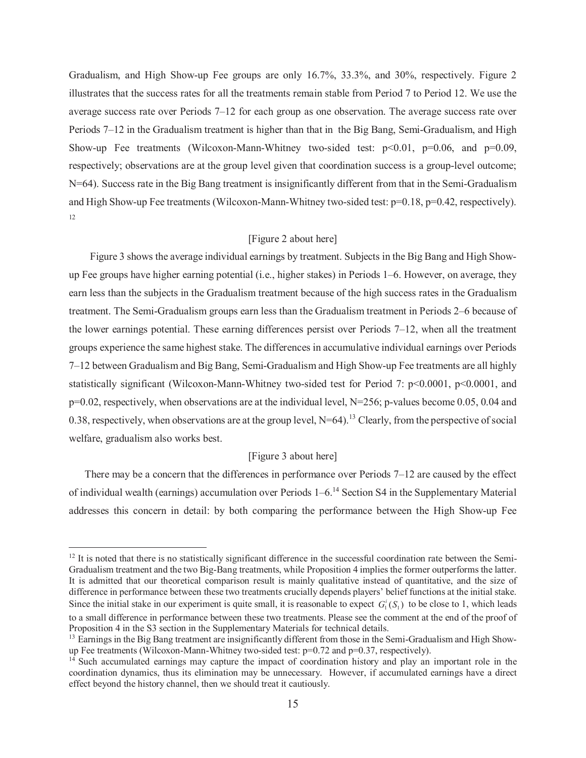Gradualism, and High Show-up Fee groups are only 16.7%, 33.3%, and 30%, respectively. Figure 2 illustrates that the success rates for all the treatments remain stable from Period 7 to Period 12. We use the average success rate over Periods 7–12 for each group as one observation. The average success rate over Periods 7–12 in the Gradualism treatment is higher than that in the Big Bang, Semi-Gradualism, and High Show-up Fee treatments (Wilcoxon-Mann-Whitney two-sided test: $p<0.01$, $p=0.06$, and $p=0.09$, respectively; observations are at the group level given that coordination success is a group-level outcome; $N=64$). Success rate in the Big Bang treatment is insignificantly different from that in the Semi-Gradualism and High Show-up Fee treatments (Wilcoxon-Mann-Whitney two-sided test: $p=0.18$, $p=0.42$, respectively).[12]

[Figure 2 about here]

Figure 3 shows the average individual earnings by treatment. Subjects in the Big Bang and High Show-up Fee groups have higher earning potential (i.e., higher stakes) in Periods 1–6. However, on average, they earn less than the subjects in the Gradualism treatment because of the high success rates in the Gradualism treatment. The Semi-Gradualism groups earn less than the Gradualism treatment in Periods 2–6 because of the lower earnings potential. These earning differences persist over Periods 7–12, when all the treatment groups experience the same highest stake. The differences in accumulative individual earnings over Periods 7–12 between Gradualism and Big Bang, Semi-Gradualism and High Show-up Fee treatments are all highly statistically significant (Wilcoxon-Mann-Whitney two-sided test for Period 7: $p<0.0001$, $p<0.0001$, and $p=0.02$, respectively, when observations are at the individual level, $N=256$; p-values become 0.05, 0.04 and 0.38, respectively, when observations are at the group level, $N=64$).[13] Clearly, from the perspective of social welfare, gradualism also works best.

[Figure 3 about here]

There may be a concern that the differences in performance over Periods 7–12 are caused by the effect of individual wealth (earnings) accumulation over Periods 1–6.[14] Section S4 in the Supplementary Material addresses this concern in detail: by both comparing the performance between the High Show-up Fee

---

[12] It is noted that there is no statistically significant difference in the successful coordination rate between the Semi-Gradualism treatment and the two Big-Bang treatments, while Proposition 4 implies the former outperforms the latter. It is admitted that our theoretical comparison result is mainly qualitative instead of quantitative, and the size of difference in performance between these two treatments crucially depends players' belief functions at the initial stake. Since the initial stake in our experiment is quite small, it is reasonable to expect $G_1^i(S_1)$ to be close to 1, which leads to a small difference in performance between these two treatments. Please see the comment at the end of the proof of Proposition 4 in the S3 section in the Supplementary Materials for technical details.

[13] Earnings in the Big Bang treatment are insignificantly different from those in the Semi-Gradualism and High Show-up Fee treatments (Wilcoxon-Mann-Whitney two-sided test: $p=0.72$ and $p=0.37$, respectively).

[14] Such accumulated earnings may capture the impact of coordination history and play an important role in the coordination dynamics, thus its elimination may be unnecessary. However, if accumulated earnings have a direct effect beyond the history channel, then we should treat it cautiously.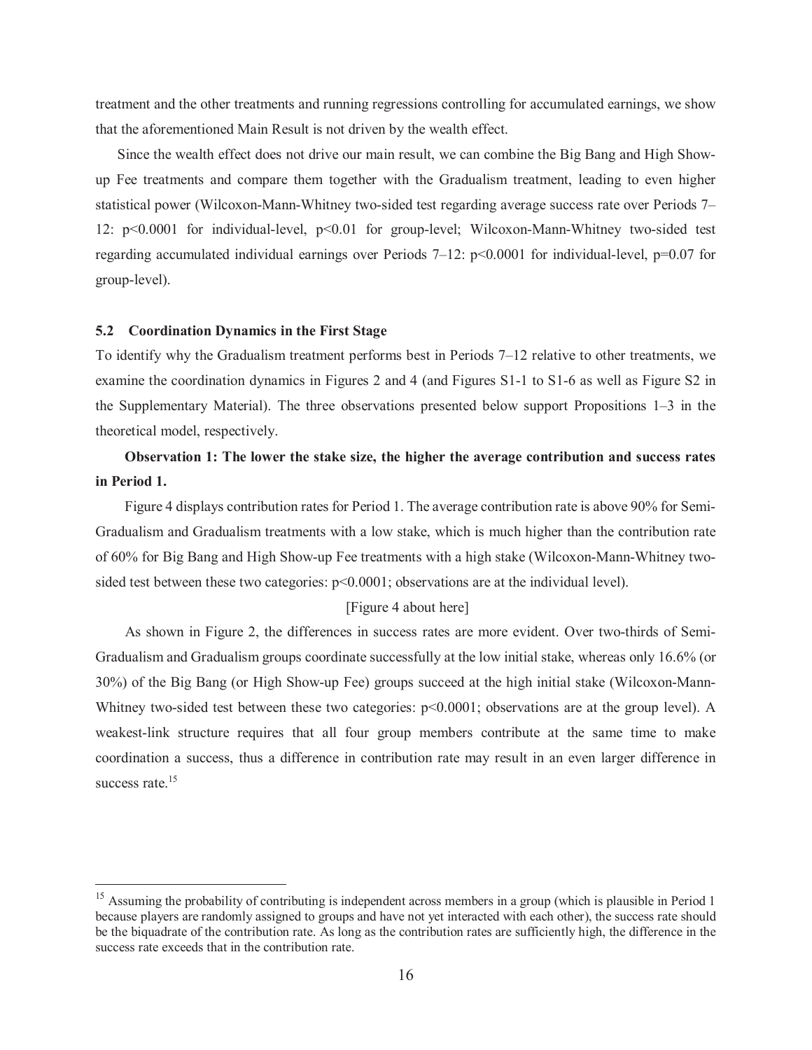treatment and the other treatments and running regressions controlling for accumulated earnings, we show that the aforementioned Main Result is not driven by the wealth effect.

Since the wealth effect does not drive our main result, we can combine the Big Bang and High Show-up Fee treatments and compare them together with the Gradualism treatment, leading to even higher statistical power (Wilcoxon-Mann-Whitney two-sided test regarding average success rate over Periods 7–12: $p<0.0001$ for individual-level, $p<0.01$ for group-level; Wilcoxon-Mann-Whitney two-sided test regarding accumulated individual earnings over Periods 7–12: $p<0.0001$ for individual-level, $p=0.07$ for group-level).

### 5.2 Coordination Dynamics in the First Stage

To identify why the Gradualism treatment performs best in Periods 7–12 relative to other treatments, we examine the coordination dynamics in Figures 2 and 4 (and Figures S1-1 to S1-6 as well as Figure S2 in the Supplementary Material). The three observations presented below support Propositions 1–3 in the theoretical model, respectively.

**Observation 1: The lower the stake size, the higher the average contribution and success rates in Period 1.**

Figure 4 displays contribution rates for Period 1. The average contribution rate is above 90% for Semi-Gradualism and Gradualism treatments with a low stake, which is much higher than the contribution rate of 60% for Big Bang and High Show-up Fee treatments with a high stake (Wilcoxon-Mann-Whitney two-sided test between these two categories: $p<0.0001$; observations are at the individual level).

[Figure 4 about here]

As shown in Figure 2, the differences in success rates are more evident. Over two-thirds of Semi-Gradualism and Gradualism groups coordinate successfully at the low initial stake, whereas only 16.6% (or 30%) of the Big Bang (or High Show-up Fee) groups succeed at the high initial stake (Wilcoxon-Mann-Whitney two-sided test between these two categories: $p<0.0001$; observations are at the group level). A weakest-link structure requires that all four group members contribute at the same time to make coordination a success, thus a difference in contribution rate may result in an even larger difference in success rate.[15]

---

[15] Assuming the probability of contributing is independent across members in a group (which is plausible in Period 1 because players are randomly assigned to groups and have not yet interacted with each other), the success rate should be the biquadrate of the contribution rate. As long as the contribution rates are sufficiently high, the difference in the success rate exceeds that in the contribution rate.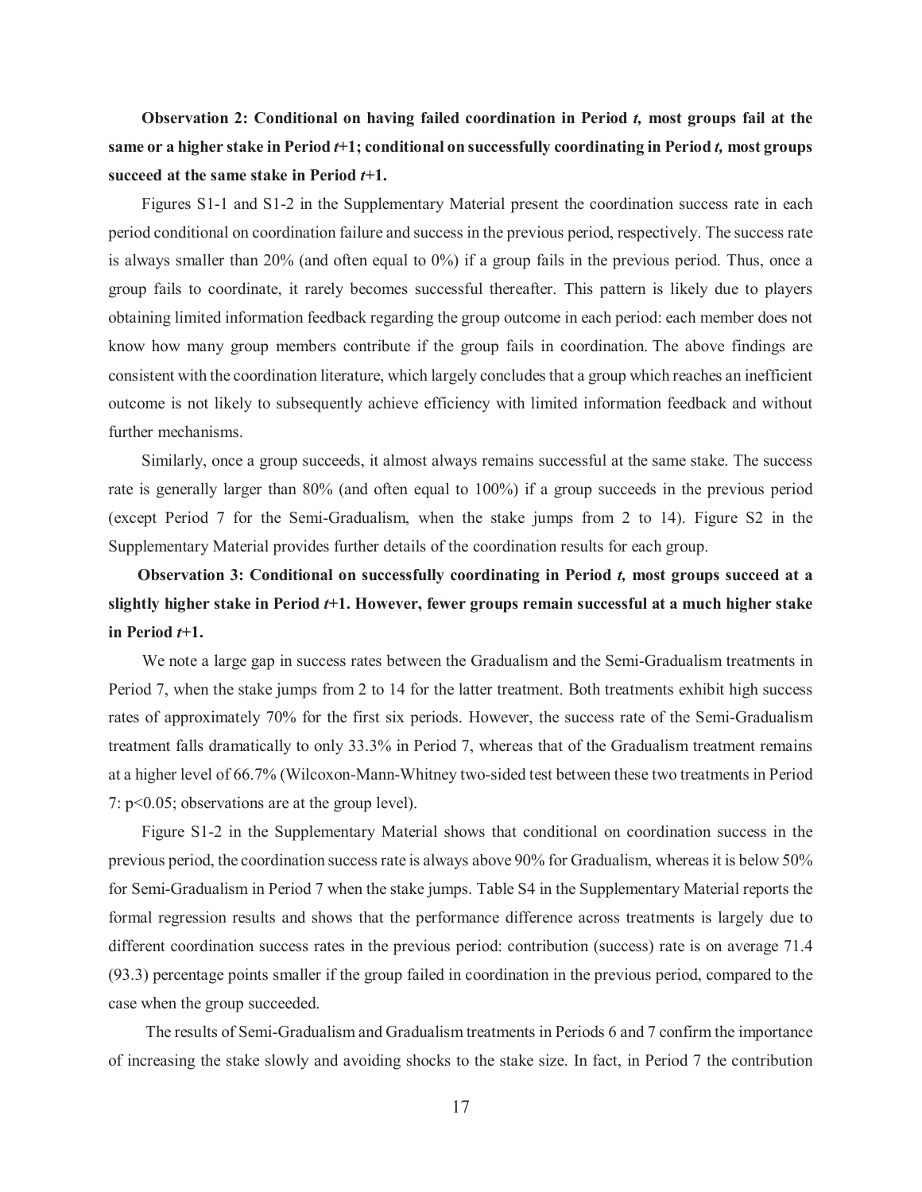**Observation 2: Conditional on having failed coordination in Period *t*, most groups fail at the same or a higher stake in Period *t*+1; conditional on successfully coordinating in Period *t*, most groups succeed at the same stake in Period *t*+1.**

Figures S1-1 and S1-2 in the Supplementary Material present the coordination success rate in each period conditional on coordination failure and success in the previous period, respectively. The success rate is always smaller than 20% (and often equal to 0%) if a group fails in the previous period. Thus, once a group fails to coordinate, it rarely becomes successful thereafter. This pattern is likely due to players obtaining limited information feedback regarding the group outcome in each period: each member does not know how many group members contribute if the group fails in coordination. The above findings are consistent with the coordination literature, which largely concludes that a group which reaches an inefficient outcome is not likely to subsequently achieve efficiency with limited information feedback and without further mechanisms.

Similarly, once a group succeeds, it almost always remains successful at the same stake. The success rate is generally larger than 80% (and often equal to 100%) if a group succeeds in the previous period (except Period 7 for the Semi-Gradualism, when the stake jumps from 2 to 14). Figure S2 in the Supplementary Material provides further details of the coordination results for each group.

**Observation 3: Conditional on successfully coordinating in Period *t*, most groups succeed at a slightly higher stake in Period *t*+1. However, fewer groups remain successful at a much higher stake in Period *t*+1.**

We note a large gap in success rates between the Gradualism and the Semi-Gradualism treatments in Period 7, when the stake jumps from 2 to 14 for the latter treatment. Both treatments exhibit high success rates of approximately 70% for the first six periods. However, the success rate of the Semi-Gradualism treatment falls dramatically to only 33.3% in Period 7, whereas that of the Gradualism treatment remains at a higher level of 66.7% (Wilcoxon-Mann-Whitney two-sided test between these two treatments in Period 7: $p<0.05$; observations are at the group level).

Figure S1-2 in the Supplementary Material shows that conditional on coordination success in the previous period, the coordination success rate is always above 90% for Gradualism, whereas it is below 50% for Semi-Gradualism in Period 7 when the stake jumps. Table S4 in the Supplementary Material reports the formal regression results and shows that the performance difference across treatments is largely due to different coordination success rates in the previous period: contribution (success) rate is on average 71.4 (93.3) percentage points smaller if the group failed in coordination in the previous period, compared to the case when the group succeeded.

The results of Semi-Gradualism and Gradualism treatments in Periods 6 and 7 confirm the importance of increasing the stake slowly and avoiding shocks to the stake size. In fact, in Period 7 the contribution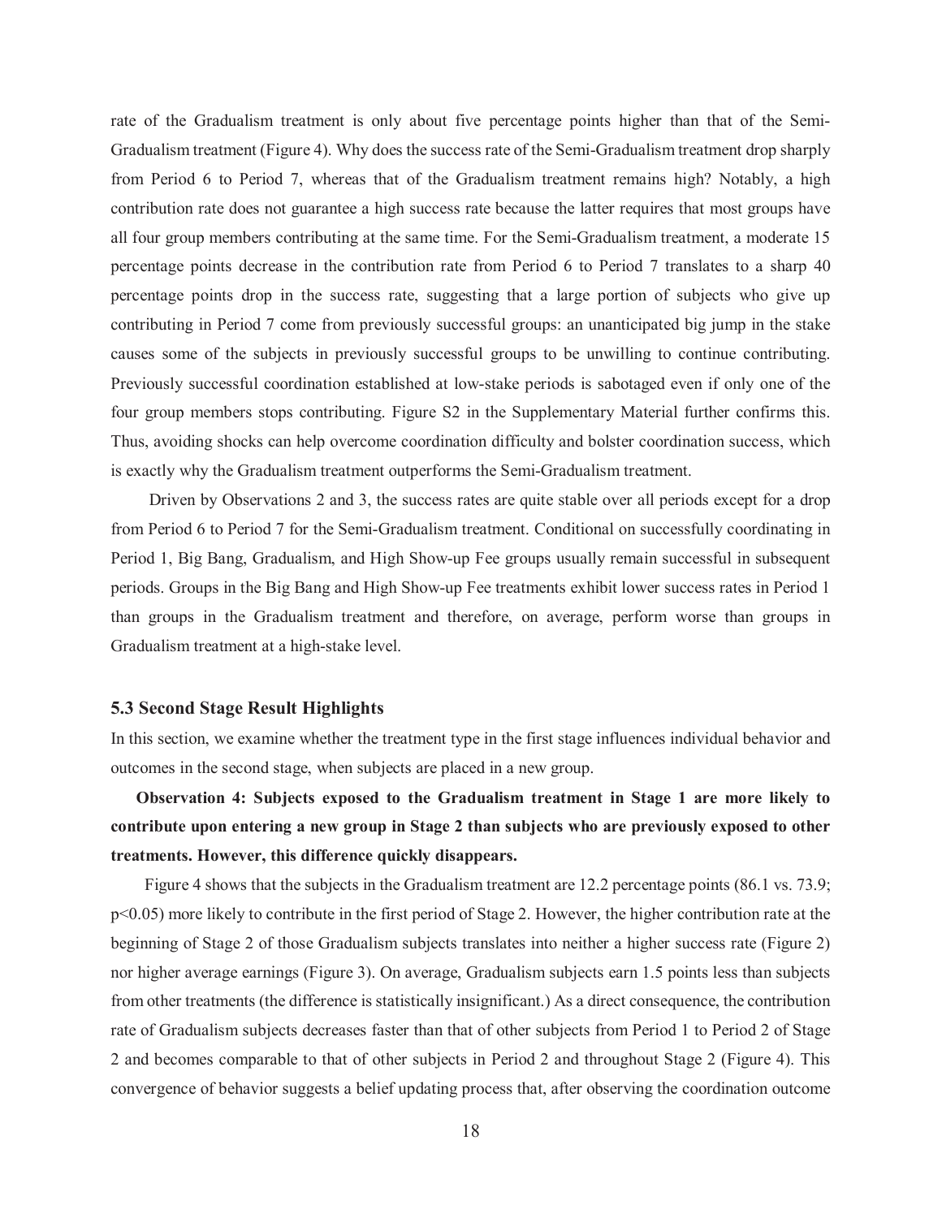rate of the Gradualism treatment is only about five percentage points higher than that of the Semi-Gradualism treatment (Figure 4). Why does the success rate of the Semi-Gradualism treatment drop sharply from Period 6 to Period 7, whereas that of the Gradualism treatment remains high? Notably, a high contribution rate does not guarantee a high success rate because the latter requires that most groups have all four group members contributing at the same time. For the Semi-Gradualism treatment, a moderate 15 percentage points decrease in the contribution rate from Period 6 to Period 7 translates to a sharp 40 percentage points drop in the success rate, suggesting that a large portion of subjects who give up contributing in Period 7 come from previously successful groups: an unanticipated big jump in the stake causes some of the subjects in previously successful groups to be unwilling to continue contributing. Previously successful coordination established at low-stake periods is sabotaged even if only one of the four group members stops contributing. Figure S2 in the Supplementary Material further confirms this. Thus, avoiding shocks can help overcome coordination difficulty and bolster coordination success, which is exactly why the Gradualism treatment outperforms the Semi-Gradualism treatment.

Driven by Observations 2 and 3, the success rates are quite stable over all periods except for a drop from Period 6 to Period 7 for the Semi-Gradualism treatment. Conditional on successfully coordinating in Period 1, Big Bang, Gradualism, and High Show-up Fee groups usually remain successful in subsequent periods. Groups in the Big Bang and High Show-up Fee treatments exhibit lower success rates in Period 1 than groups in the Gradualism treatment and therefore, on average, perform worse than groups in Gradualism treatment at a high-stake level.

### 5.3 Second Stage Result Highlights

In this section, we examine whether the treatment type in the first stage influences individual behavior and outcomes in the second stage, when subjects are placed in a new group.

**Observation 4: Subjects exposed to the Gradualism treatment in Stage 1 are more likely to contribute upon entering a new group in Stage 2 than subjects who are previously exposed to other treatments. However, this difference quickly disappears.**

Figure 4 shows that the subjects in the Gradualism treatment are 12.2 percentage points (86.1 vs. 73.9; $p<0.05$) more likely to contribute in the first period of Stage 2. However, the higher contribution rate at the beginning of Stage 2 of those Gradualism subjects translates into neither a higher success rate (Figure 2) nor higher average earnings (Figure 3). On average, Gradualism subjects earn 1.5 points less than subjects from other treatments (the difference is statistically insignificant.) As a direct consequence, the contribution rate of Gradualism subjects decreases faster than that of other subjects from Period 1 to Period 2 of Stage 2 and becomes comparable to that of other subjects in Period 2 and throughout Stage 2 (Figure 4). This convergence of behavior suggests a belief updating process that, after observing the coordination outcome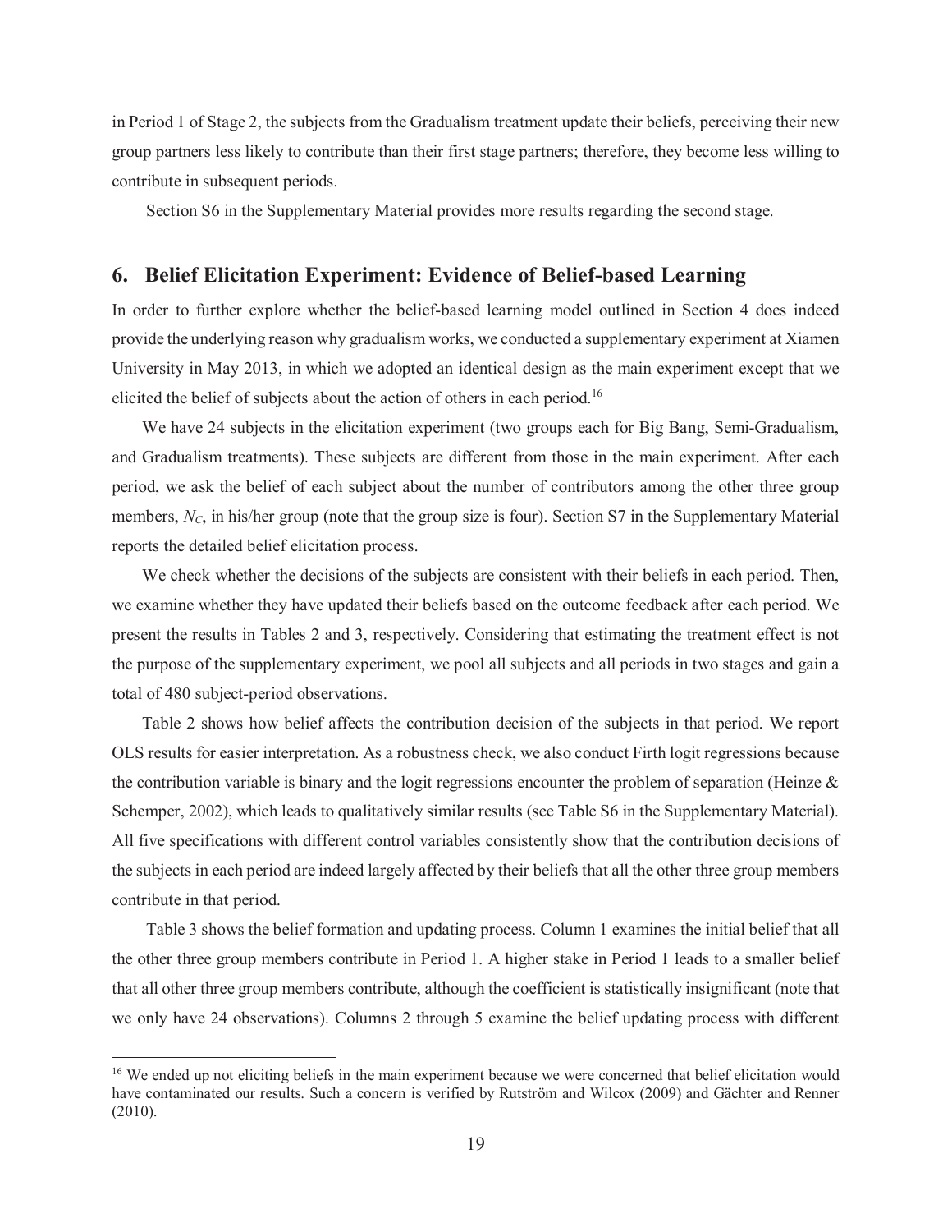in Period 1 of Stage 2, the subjects from the Gradualism treatment update their beliefs, perceiving their new group partners less likely to contribute than their first stage partners; therefore, they become less willing to contribute in subsequent periods.

Section S6 in the Supplementary Material provides more results regarding the second stage.

## 6. Belief Elicitation Experiment: Evidence of Belief-based Learning

In order to further explore whether the belief-based learning model outlined in Section 4 does indeed provide the underlying reason why gradualism works, we conducted a supplementary experiment at Xiamen University in May 2013, in which we adopted an identical design as the main experiment except that we elicited the belief of subjects about the action of others in each period.[16]

We have 24 subjects in the elicitation experiment (two groups each for Big Bang, Semi-Gradualism, and Gradualism treatments). These subjects are different from those in the main experiment. After each period, we ask the belief of each subject about the number of contributors among the other three group members, $N_C$, in his/her group (note that the group size is four). Section S7 in the Supplementary Material reports the detailed belief elicitation process.

We check whether the decisions of the subjects are consistent with their beliefs in each period. Then, we examine whether they have updated their beliefs based on the outcome feedback after each period. We present the results in Tables 2 and 3, respectively. Considering that estimating the treatment effect is not the purpose of the supplementary experiment, we pool all subjects and all periods in two stages and gain a total of 480 subject-period observations.

Table 2 shows how belief affects the contribution decision of the subjects in that period. We report OLS results for easier interpretation. As a robustness check, we also conduct Firth logit regressions because the contribution variable is binary and the logit regressions encounter the problem of separation (Heinze & Schemper, 2002), which leads to qualitatively similar results (see Table S6 in the Supplementary Material). All five specifications with different control variables consistently show that the contribution decisions of the subjects in each period are indeed largely affected by their beliefs that all the other three group members contribute in that period.

Table 3 shows the belief formation and updating process. Column 1 examines the initial belief that all the other three group members contribute in Period 1. A higher stake in Period 1 leads to a smaller belief that all other three group members contribute, although the coefficient is statistically insignificant (note that we only have 24 observations). Columns 2 through 5 examine the belief updating process with different

[16] We ended up not eliciting beliefs in the main experiment because we were concerned that belief elicitation would have contaminated our results. Such a concern is verified by Rutström and Wilcox (2009) and Gächter and Renner (2010).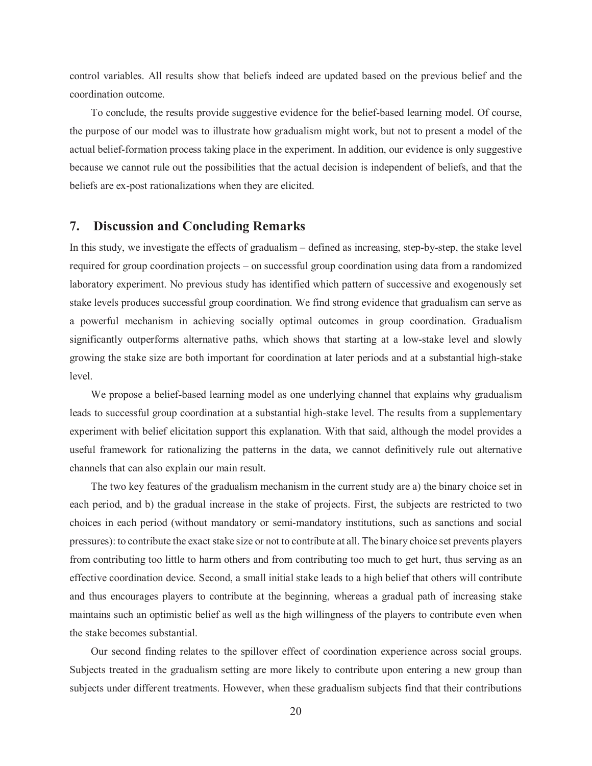control variables. All results show that beliefs indeed are updated based on the previous belief and the coordination outcome.

To conclude, the results provide suggestive evidence for the belief-based learning model. Of course, the purpose of our model was to illustrate how gradualism might work, but not to present a model of the actual belief-formation process taking place in the experiment. In addition, our evidence is only suggestive because we cannot rule out the possibilities that the actual decision is independent of beliefs, and that the beliefs are ex-post rationalizations when they are elicited.

## 7. Discussion and Concluding Remarks

In this study, we investigate the effects of gradualism – defined as increasing, step-by-step, the stake level required for group coordination projects – on successful group coordination using data from a randomized laboratory experiment. No previous study has identified which pattern of successive and exogenously set stake levels produces successful group coordination. We find strong evidence that gradualism can serve as a powerful mechanism in achieving socially optimal outcomes in group coordination. Gradualism significantly outperforms alternative paths, which shows that starting at a low-stake level and slowly growing the stake size are both important for coordination at later periods and at a substantial high-stake level.

We propose a belief-based learning model as one underlying channel that explains why gradualism leads to successful group coordination at a substantial high-stake level. The results from a supplementary experiment with belief elicitation support this explanation. With that said, although the model provides a useful framework for rationalizing the patterns in the data, we cannot definitively rule out alternative channels that can also explain our main result.

The two key features of the gradualism mechanism in the current study are a) the binary choice set in each period, and b) the gradual increase in the stake of projects. First, the subjects are restricted to two choices in each period (without mandatory or semi-mandatory institutions, such as sanctions and social pressures): to contribute the exact stake size or not to contribute at all. The binary choice set prevents players from contributing too little to harm others and from contributing too much to get hurt, thus serving as an effective coordination device. Second, a small initial stake leads to a high belief that others will contribute and thus encourages players to contribute at the beginning, whereas a gradual path of increasing stake maintains such an optimistic belief as well as the high willingness of the players to contribute even when the stake becomes substantial.

Our second finding relates to the spillover effect of coordination experience across social groups. Subjects treated in the gradualism setting are more likely to contribute upon entering a new group than subjects under different treatments. However, when these gradualism subjects find that their contributions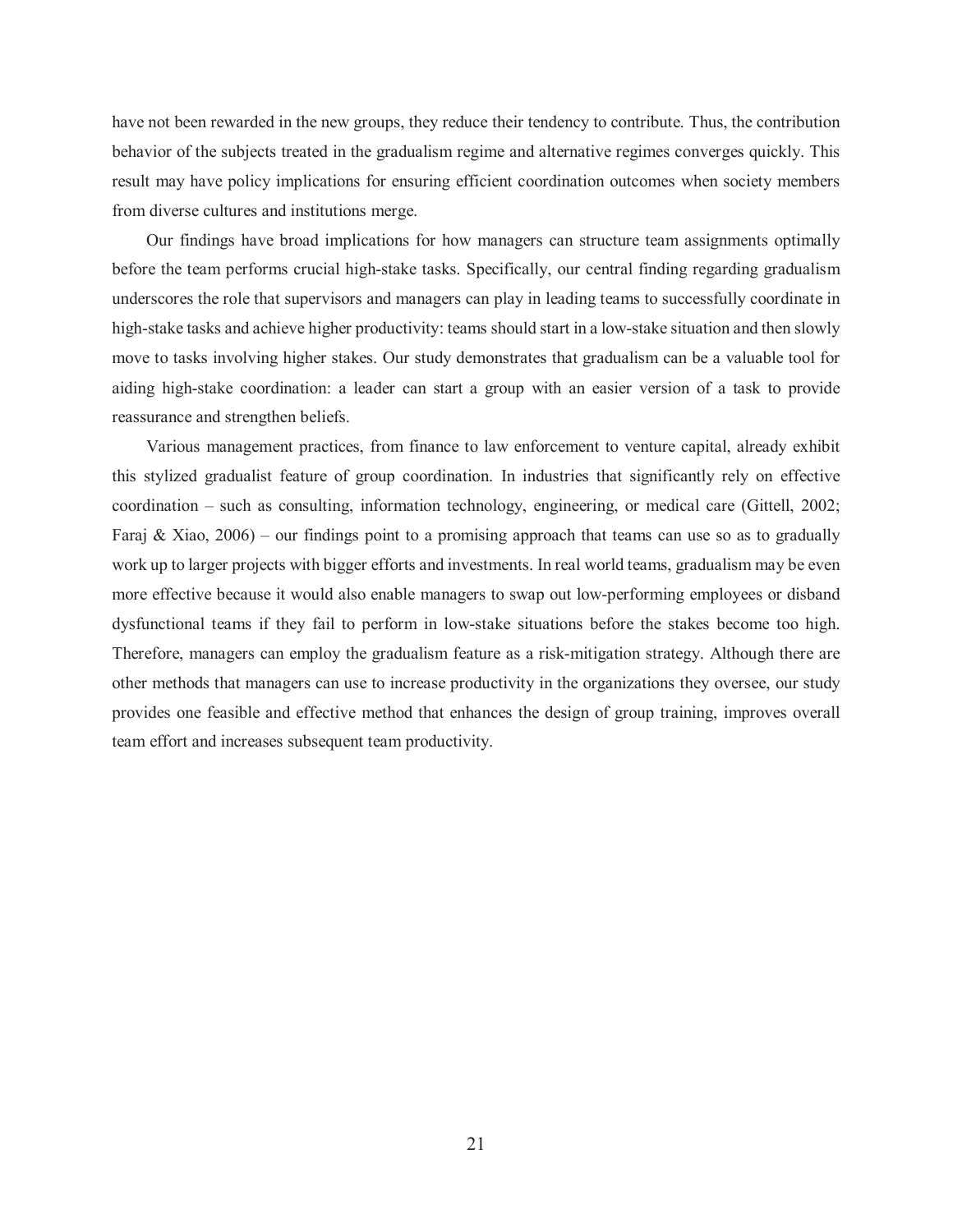have not been rewarded in the new groups, they reduce their tendency to contribute. Thus, the contribution behavior of the subjects treated in the gradualism regime and alternative regimes converges quickly. This result may have policy implications for ensuring efficient coordination outcomes when society members from diverse cultures and institutions merge.

Our findings have broad implications for how managers can structure team assignments optimally before the team performs crucial high-stake tasks. Specifically, our central finding regarding gradualism underscores the role that supervisors and managers can play in leading teams to successfully coordinate in high-stake tasks and achieve higher productivity: teams should start in a low-stake situation and then slowly move to tasks involving higher stakes. Our study demonstrates that gradualism can be a valuable tool for aiding high-stake coordination: a leader can start a group with an easier version of a task to provide reassurance and strengthen beliefs.

Various management practices, from finance to law enforcement to venture capital, already exhibit this stylized gradualist feature of group coordination. In industries that significantly rely on effective coordination – such as consulting, information technology, engineering, or medical care (Gittell, 2002; Faraj & Xiao, 2006) – our findings point to a promising approach that teams can use so as to gradually work up to larger projects with bigger efforts and investments. In real world teams, gradualism may be even more effective because it would also enable managers to swap out low-performing employees or disband dysfunctional teams if they fail to perform in low-stake situations before the stakes become too high. Therefore, managers can employ the gradualism feature as a risk-mitigation strategy. Although there are other methods that managers can use to increase productivity in the organizations they oversee, our study provides one feasible and effective method that enhances the design of group training, improves overall team effort and increases subsequent team productivity.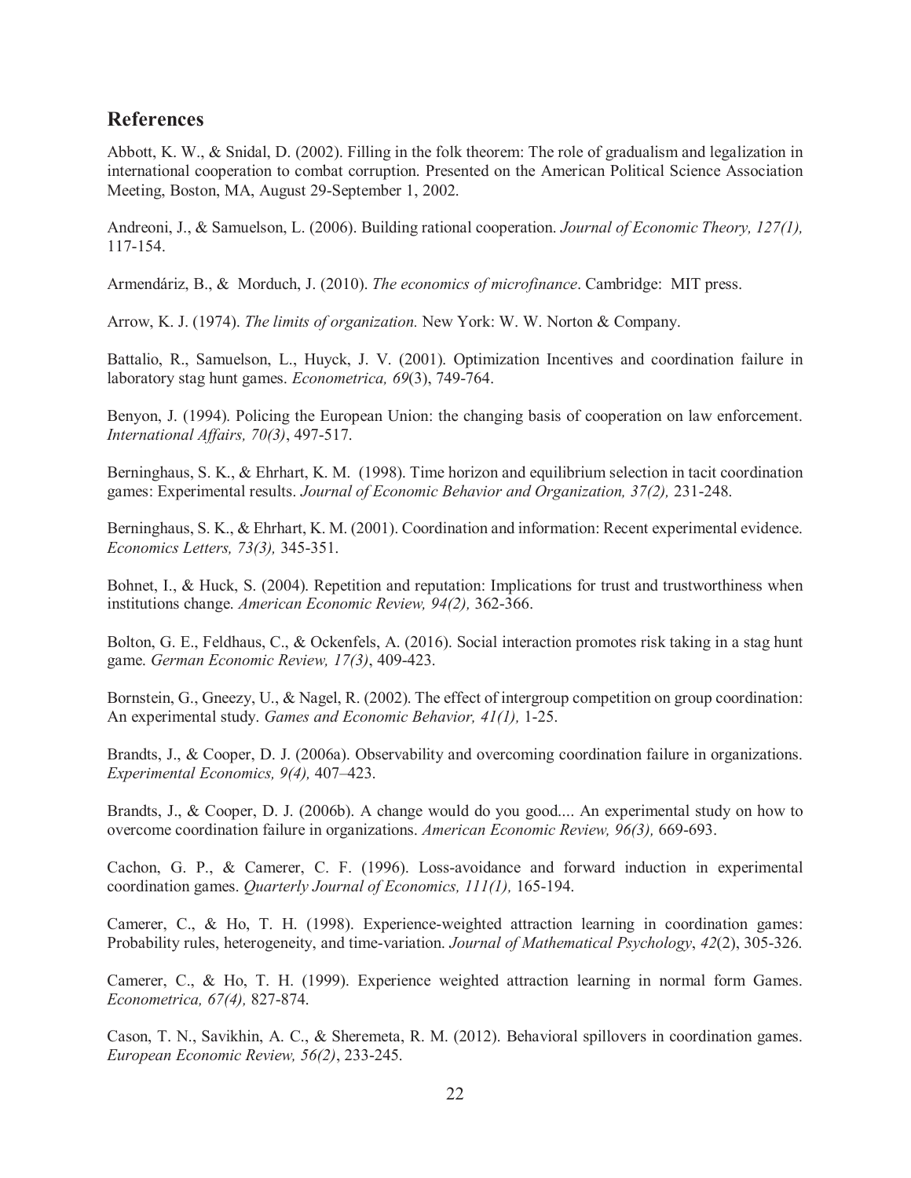## References

Abbott, K. W., & Snidal, D. (2002). Filling in the folk theorem: The role of gradualism and legalization in international cooperation to combat corruption. Presented on the American Political Science Association Meeting, Boston, MA, August 29-September 1, 2002.

Andreoni, J., & Samuelson, L. (2006). Building rational cooperation. *Journal of Economic Theory, 127(1),* 117-154.

Armendáriz, B., & Morduch, J. (2010). *The economics of microfinance*. Cambridge: MIT press.

Arrow, K. J. (1974). *The limits of organization.* New York: W. W. Norton & Company.

Battalio, R., Samuelson, L., Huyck, J. V. (2001). Optimization Incentives and coordination failure in laboratory stag hunt games. *Econometrica, 69*(3), 749-764.

Benyon, J. (1994). Policing the European Union: the changing basis of cooperation on law enforcement. *International Affairs, 70(3)*, 497-517.

Berninghaus, S. K., & Ehrhart, K. M. (1998). Time horizon and equilibrium selection in tacit coordination games: Experimental results. *Journal of Economic Behavior and Organization, 37(2),* 231-248.

Berninghaus, S. K., & Ehrhart, K. M. (2001). Coordination and information: Recent experimental evidence. *Economics Letters, 73(3),* 345-351.

Bohnet, I., & Huck, S. (2004). Repetition and reputation: Implications for trust and trustworthiness when institutions change. *American Economic Review, 94(2),* 362-366.

Bolton, G. E., Feldhaus, C., & Ockenfels, A. (2016). Social interaction promotes risk taking in a stag hunt game. *German Economic Review, 17(3)*, 409-423.

Bornstein, G., Gneezy, U., & Nagel, R. (2002). The effect of intergroup competition on group coordination: An experimental study. *Games and Economic Behavior, 41(1),* 1-25.

Brandts, J., & Cooper, D. J. (2006a). Observability and overcoming coordination failure in organizations. *Experimental Economics, 9(4),* 407–423.

Brandts, J., & Cooper, D. J. (2006b). A change would do you good.... An experimental study on how to overcome coordination failure in organizations. *American Economic Review, 96(3),* 669-693.

Cachon, G. P., & Camerer, C. F. (1996). Loss-avoidance and forward induction in experimental coordination games. *Quarterly Journal of Economics, 111(1),* 165-194.

Camerer, C., & Ho, T. H. (1998). Experience-weighted attraction learning in coordination games: Probability rules, heterogeneity, and time-variation. *Journal of Mathematical Psychology*, *42*(2), 305-326.

Camerer, C., & Ho, T. H. (1999). Experience weighted attraction learning in normal form Games. *Econometrica, 67(4),* 827-874.

Cason, T. N., Savikhin, A. C., & Sheremeta, R. M. (2012). Behavioral spillovers in coordination games. *European Economic Review, 56(2)*, 233-245.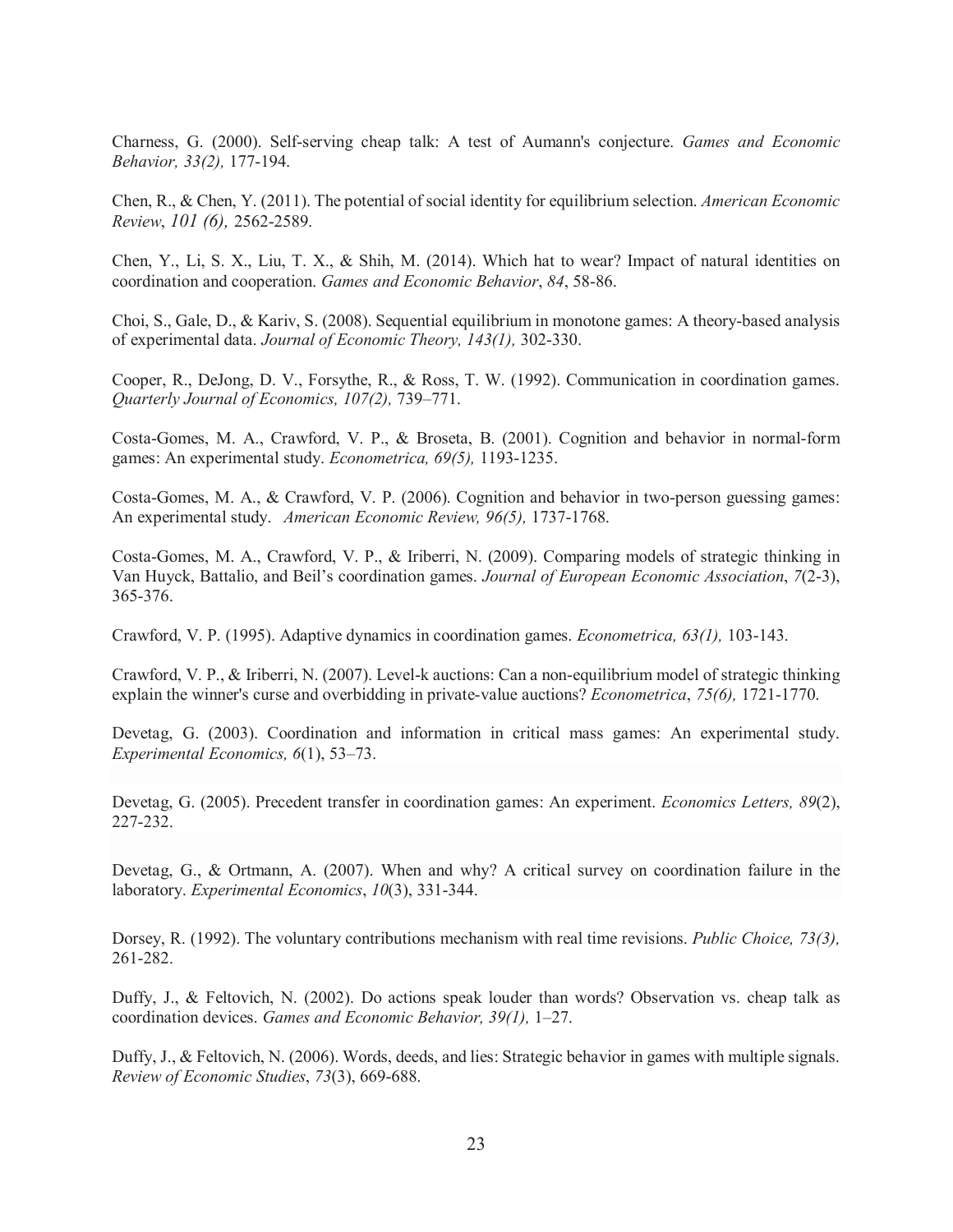Charness, G. (2000). Self-serving cheap talk: A test of Aumann's conjecture. *Games and Economic Behavior, 33(2),* 177-194.

Chen, R., & Chen, Y. (2011). The potential of social identity for equilibrium selection. *American Economic Review*, *101 (6),* 2562-2589.

Chen, Y., Li, S. X., Liu, T. X., & Shih, M. (2014). Which hat to wear? Impact of natural identities on coordination and cooperation. *Games and Economic Behavior*, *84*, 58-86.

Choi, S., Gale, D., & Kariv, S. (2008). Sequential equilibrium in monotone games: A theory-based analysis of experimental data. *Journal of Economic Theory, 143(1),* 302-330.

Cooper, R., DeJong, D. V., Forsythe, R., & Ross, T. W. (1992). Communication in coordination games. *Quarterly Journal of Economics, 107(2),* 739–771.

Costa-Gomes, M. A., Crawford, V. P., & Broseta, B. (2001). Cognition and behavior in normal-form games: An experimental study. *Econometrica, 69(5),* 1193-1235.

Costa-Gomes, M. A., & Crawford, V. P. (2006). Cognition and behavior in two-person guessing games: An experimental study. *American Economic Review, 96(5),* 1737-1768.

Costa-Gomes, M. A., Crawford, V. P., & Iriberri, N. (2009). Comparing models of strategic thinking in Van Huyck, Battalio, and Beil's coordination games. *Journal of European Economic Association*, *7*(2-3), 365-376.

Crawford, V. P. (1995). Adaptive dynamics in coordination games. *Econometrica, 63(1),* 103-143.

Crawford, V. P., & Iriberri, N. (2007). Level-k auctions: Can a non-equilibrium model of strategic thinking explain the winner's curse and overbidding in private-value auctions? *Econometrica*, *75(6),* 1721-1770.

Devetag, G. (2003). Coordination and information in critical mass games: An experimental study. *Experimental Economics, 6*(1), 53–73.

Devetag, G. (2005). Precedent transfer in coordination games: An experiment. *Economics Letters, 89*(2), 227-232.

Devetag, G., & Ortmann, A. (2007). When and why? A critical survey on coordination failure in the laboratory. *Experimental Economics*, *10*(3), 331-344.

Dorsey, R. (1992). The voluntary contributions mechanism with real time revisions. *Public Choice, 73(3),* 261-282.

Duffy, J., & Feltovich, N. (2002). Do actions speak louder than words? Observation vs. cheap talk as coordination devices. *Games and Economic Behavior, 39(1),* 1–27.

Duffy, J., & Feltovich, N. (2006). Words, deeds, and lies: Strategic behavior in games with multiple signals. *Review of Economic Studies*, *73*(3), 669-688.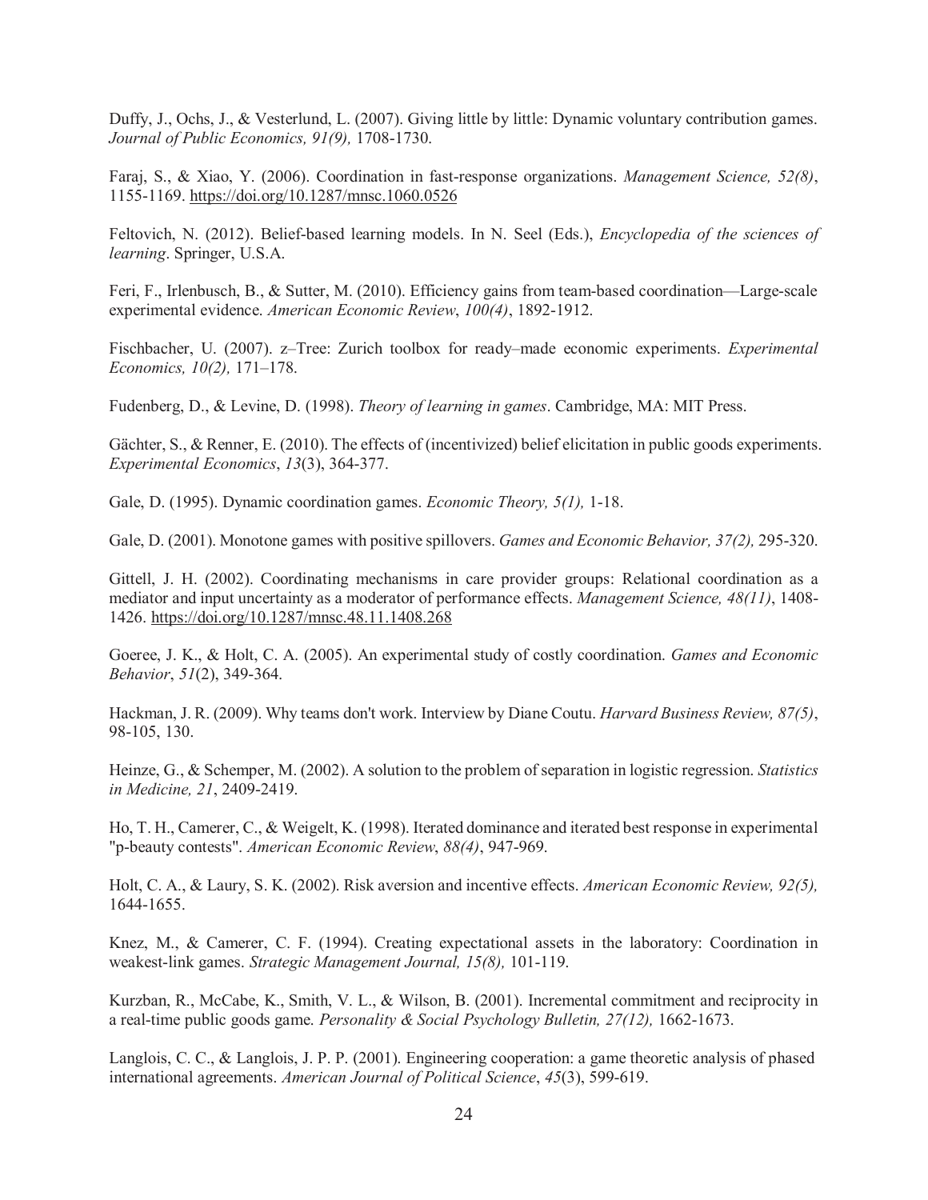Duffy, J., Ochs, J., & Vesterlund, L. (2007). Giving little by little: Dynamic voluntary contribution games. *Journal of Public Economics, 91(9),* 1708-1730.

Faraj, S., & Xiao, Y. (2006). Coordination in fast-response organizations. *Management Science, 52(8)*, 1155-1169. https://doi.org/10.1287/mnsc.1060.0526

Feltovich, N. (2012). Belief-based learning models. In N. Seel (Eds.), *Encyclopedia of the sciences of learning*. Springer, U.S.A.

Feri, F., Irlenbusch, B., & Sutter, M. (2010). Efficiency gains from team-based coordination—Large-scale experimental evidence. *American Economic Review*, *100(4)*, 1892-1912.

Fischbacher, U. (2007). z–Tree: Zurich toolbox for ready–made economic experiments. *Experimental Economics, 10(2),* 171–178.

Fudenberg, D., & Levine, D. (1998). *Theory of learning in games*. Cambridge, MA: MIT Press.

Gächter, S., & Renner, E. (2010). The effects of (incentivized) belief elicitation in public goods experiments. *Experimental Economics*, *13*(3), 364-377.

Gale, D. (1995). Dynamic coordination games. *Economic Theory, 5(1),* 1-18.

Gale, D. (2001). Monotone games with positive spillovers. *Games and Economic Behavior, 37(2),* 295-320.

Gittell, J. H. (2002). Coordinating mechanisms in care provider groups: Relational coordination as a mediator and input uncertainty as a moderator of performance effects. *Management Science, 48(11)*, 1408-1426. https://doi.org/10.1287/mnsc.48.11.1408.268

Goeree, J. K., & Holt, C. A. (2005). An experimental study of costly coordination. *Games and Economic Behavior*, *51*(2), 349-364.

Hackman, J. R. (2009). Why teams don't work. Interview by Diane Coutu. *Harvard Business Review, 87(5)*, 98-105, 130.

Heinze, G., & Schemper, M. (2002). A solution to the problem of separation in logistic regression. *Statistics in Medicine, 21*, 2409-2419.

Ho, T. H., Camerer, C., & Weigelt, K. (1998). Iterated dominance and iterated best response in experimental "p-beauty contests". *American Economic Review*, *88(4)*, 947-969.

Holt, C. A., & Laury, S. K. (2002). Risk aversion and incentive effects. *American Economic Review, 92(5),* 1644-1655.

Knez, M., & Camerer, C. F. (1994). Creating expectational assets in the laboratory: Coordination in weakest-link games. *Strategic Management Journal, 15(8),* 101-119.

Kurzban, R., McCabe, K., Smith, V. L., & Wilson, B. (2001). Incremental commitment and reciprocity in a real-time public goods game. *Personality & Social Psychology Bulletin, 27(12),* 1662-1673.

Langlois, C. C., & Langlois, J. P. P. (2001). Engineering cooperation: a game theoretic analysis of phased international agreements. *American Journal of Political Science*, *45*(3), 599-619.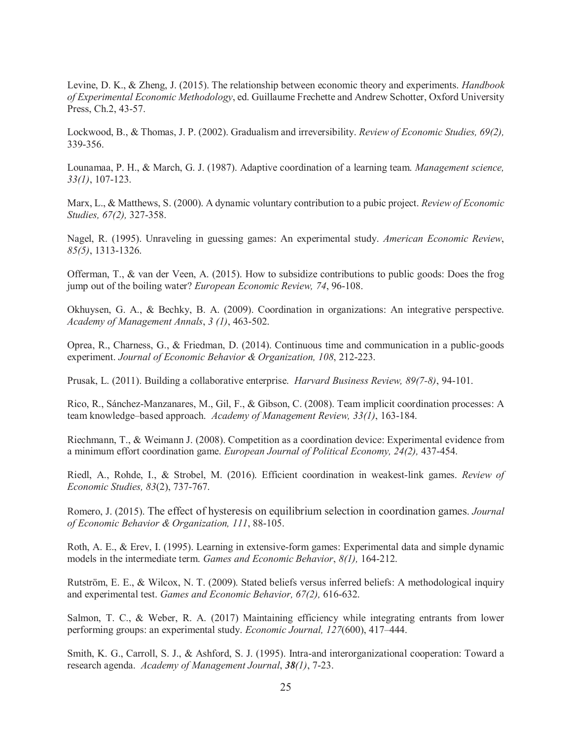Levine, D. K., & Zheng, J. (2015). The relationship between economic theory and experiments. *Handbook of Experimental Economic Methodology*, ed. Guillaume Frechette and Andrew Schotter, Oxford University Press, Ch.2, 43-57.

Lockwood, B., & Thomas, J. P. (2002). Gradualism and irreversibility. *Review of Economic Studies, 69(2),* 339-356.

Lounamaa, P. H., & March, G. J. (1987). Adaptive coordination of a learning team. *Management science, 33(1)*, 107-123.

Marx, L., & Matthews, S. (2000). A dynamic voluntary contribution to a pubic project. *Review of Economic Studies, 67(2),* 327-358.

Nagel, R. (1995). Unraveling in guessing games: An experimental study. *American Economic Review*, *85(5)*, 1313-1326.

Offerman, T., & van der Veen, A. (2015). How to subsidize contributions to public goods: Does the frog jump out of the boiling water? *European Economic Review, 74*, 96-108.

Okhuysen, G. A., & Bechky, B. A. (2009). Coordination in organizations: An integrative perspective. *Academy of Management Annals*, *3 (1)*, 463-502.

Oprea, R., Charness, G., & Friedman, D. (2014). Continuous time and communication in a public-goods experiment. *Journal of Economic Behavior & Organization, 108*, 212-223.

Prusak, L. (2011). Building a collaborative enterprise. *Harvard Business Review, 89(7-8)*, 94-101.

Rico, R., Sánchez-Manzanares, M., Gil, F., & Gibson, C. (2008). Team implicit coordination processes: A team knowledge–based approach. *Academy of Management Review, 33(1)*, 163-184.

Riechmann, T., & Weimann J. (2008). Competition as a coordination device: Experimental evidence from a minimum effort coordination game. *European Journal of Political Economy, 24(2),* 437-454.

Riedl, A., Rohde, I., & Strobel, M. (2016). Efficient coordination in weakest-link games. *Review of Economic Studies, 83*(2), 737-767.

Romero, J. (2015). The effect of hysteresis on equilibrium selection in coordination games. *Journal of Economic Behavior & Organization, 111*, 88-105.

Roth, A. E., & Erev, I. (1995). Learning in extensive-form games: Experimental data and simple dynamic models in the intermediate term. *Games and Economic Behavior*, *8(1),* 164-212.

Rutström, E. E., & Wilcox, N. T. (2009). Stated beliefs versus inferred beliefs: A methodological inquiry and experimental test. *Games and Economic Behavior, 67(2),* 616-632.

Salmon, T. C., & Weber, R. A. (2017) Maintaining efficiency while integrating entrants from lower performing groups: an experimental study. *Economic Journal, 127*(600), 417–444.

Smith, K. G., Carroll, S. J., & Ashford, S. J. (1995). Intra-and interorganizational cooperation: Toward a research agenda. *Academy of Management Journal*, ***38****(1)*, 7-23.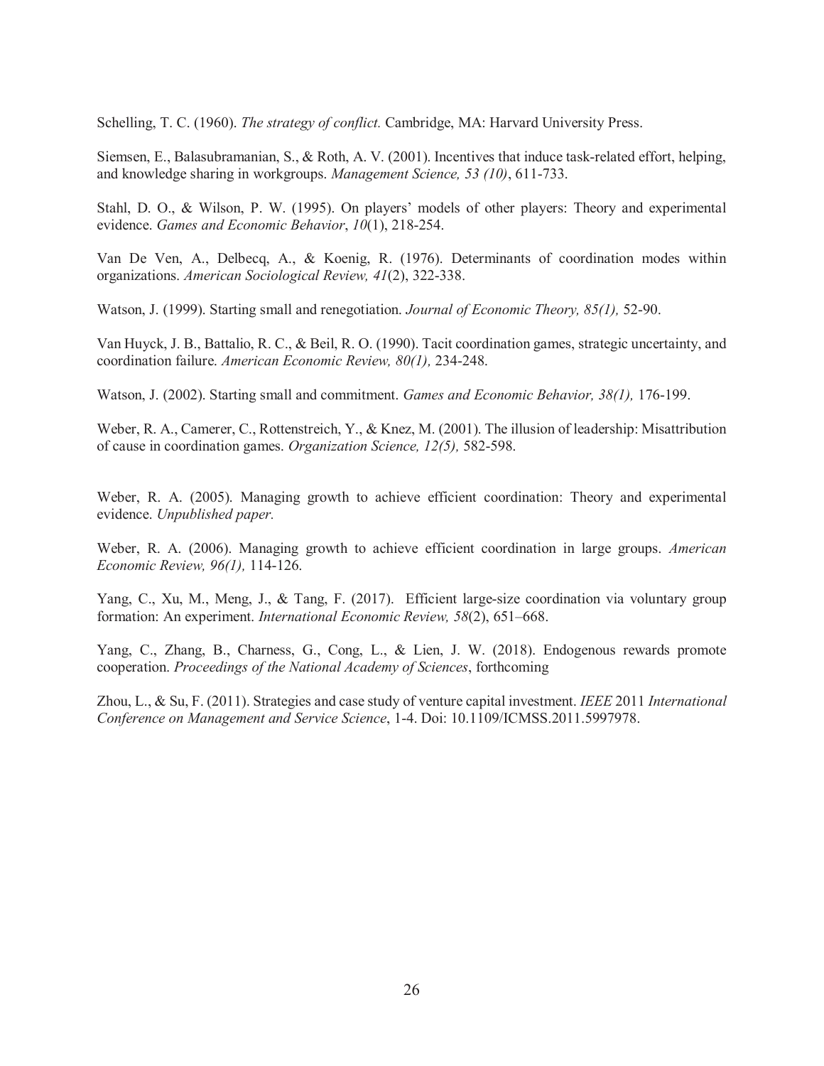Schelling, T. C. (1960). *The strategy of conflict.* Cambridge, MA: Harvard University Press.

Siemsen, E., Balasubramanian, S., & Roth, A. V. (2001). Incentives that induce task-related effort, helping, and knowledge sharing in workgroups. *Management Science, 53 (10)*, 611-733.

Stahl, D. O., & Wilson, P. W. (1995). On players' models of other players: Theory and experimental evidence. *Games and Economic Behavior*, *10*(1), 218-254.

Van De Ven, A., Delbecq, A., & Koenig, R. (1976). Determinants of coordination modes within organizations. *American Sociological Review, 41*(2), 322-338.

Watson, J. (1999). Starting small and renegotiation. *Journal of Economic Theory, 85(1),* 52-90.

Van Huyck, J. B., Battalio, R. C., & Beil, R. O. (1990). Tacit coordination games, strategic uncertainty, and coordination failure. *American Economic Review, 80(1),* 234-248.

Watson, J. (2002). Starting small and commitment. *Games and Economic Behavior, 38(1),* 176-199.

Weber, R. A., Camerer, C., Rottenstreich, Y., & Knez, M. (2001). The illusion of leadership: Misattribution of cause in coordination games. *Organization Science, 12(5),* 582-598.

Weber, R. A. (2005). Managing growth to achieve efficient coordination: Theory and experimental evidence. *Unpublished paper.*

Weber, R. A. (2006). Managing growth to achieve efficient coordination in large groups. *American Economic Review, 96(1),* 114-126.

Yang, C., Xu, M., Meng, J., & Tang, F. (2017). Efficient large-size coordination via voluntary group formation: An experiment. *International Economic Review, 58*(2), 651–668.

Yang, C., Zhang, B., Charness, G., Cong, L., & Lien, J. W. (2018). Endogenous rewards promote cooperation. *Proceedings of the National Academy of Sciences*, forthcoming

Zhou, L., & Su, F. (2011). Strategies and case study of venture capital investment. *IEEE* 2011 *International Conference on Management and Service Science*, 1-4. Doi: 10.1109/ICMSS.2011.5997978.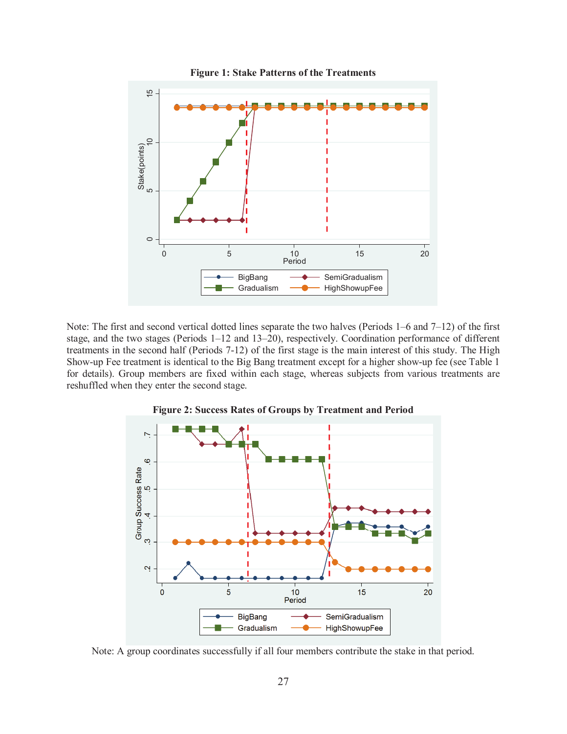**Figure 1: Stake Patterns of the Treatments**

Note: The first and second vertical dotted lines separate the two halves (Periods 1–6 and 7–12) of the first stage, and the two stages (Periods 1–12 and 13–20), respectively. Coordination performance of different treatments in the second half (Periods 7-12) of the first stage is the main interest of this study. The High Show-up Fee treatment is identical to the Big Bang treatment except for a higher show-up fee (see Table 1 for details). Group members are fixed within each stage, whereas subjects from various treatments are reshuffled when they enter the second stage.

**Figure 2: Success Rates of Groups by Treatment and Period**

Note: A group coordinates successfully if all four members contribute the stake in that period.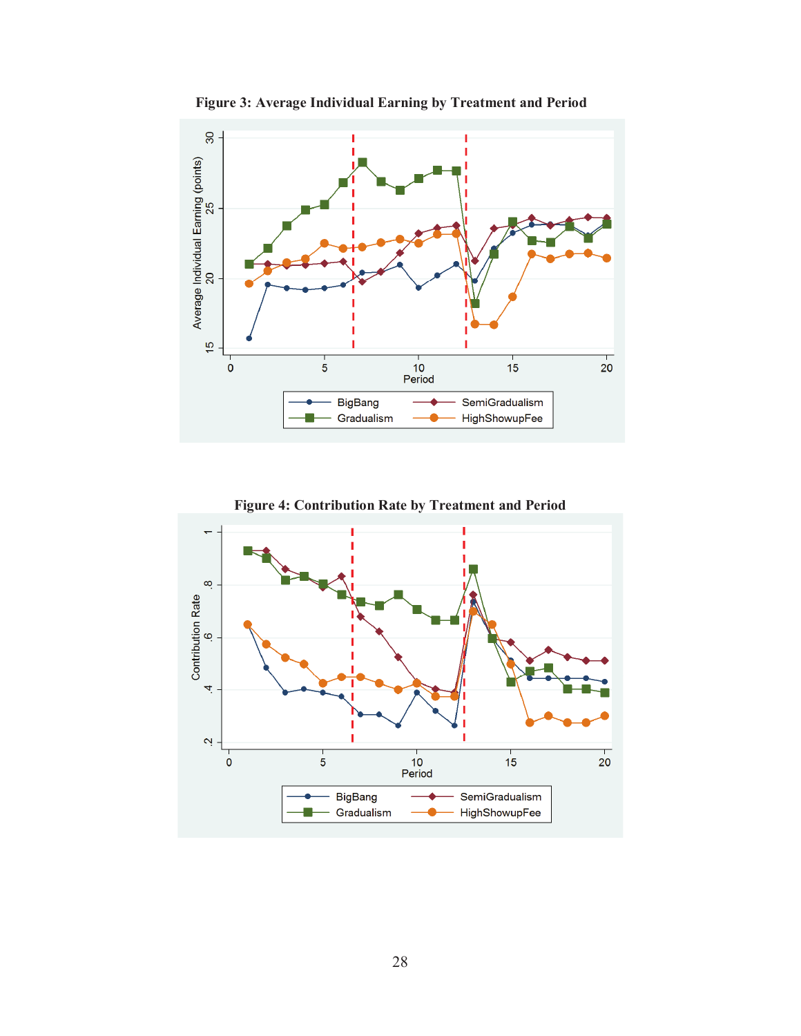**Figure 3: Average Individual Earning by Treatment and Period**

**Figure 4: Contribution Rate by Treatment and Period**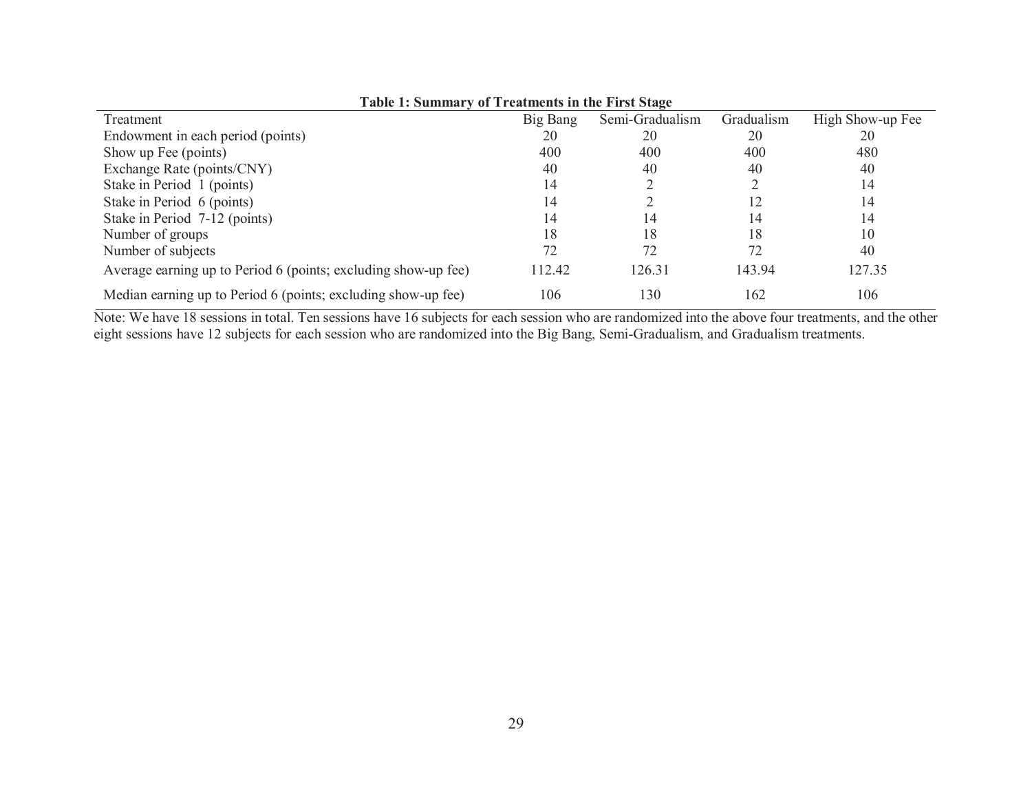**Table 1: Summary of Treatments in the First Stage**

| Treatment | Big Bang | Semi-Gradualism | Gradualism | High Show-up Fee |
|---|---|---|---|---|
| Endowment in each period (points) | 20 | 20 | 20 | 20 |
| Show up Fee (points) | 400 | 400 | 400 | 480 |
| Exchange Rate (points/CNY) | 40 | 40 | 40 | 40 |
| Stake in Period 1 (points) | 14 | 2 | 2 | 14 |
| Stake in Period 6 (points) | 14 | 2 | 12 | 14 |
| Stake in Period 7-12 (points) | 14 | 14 | 14 | 14 |
| Number of groups | 18 | 18 | 18 | 10 |
| Number of subjects | 72 | 72 | 72 | 40 |
| Average earning up to Period 6 (points; excluding show-up fee) | 112.42 | 126.31 | 143.94 | 127.35 |
| Median earning up to Period 6 (points; excluding show-up fee) | 106 | 130 | 162 | 106 |

Note: We have 18 sessions in total. Ten sessions have 16 subjects for each session who are randomized into the above four treatments, and the other eight sessions have 12 subjects for each session who are randomized into the Big Bang, Semi-Gradualism, and Gradualism treatments.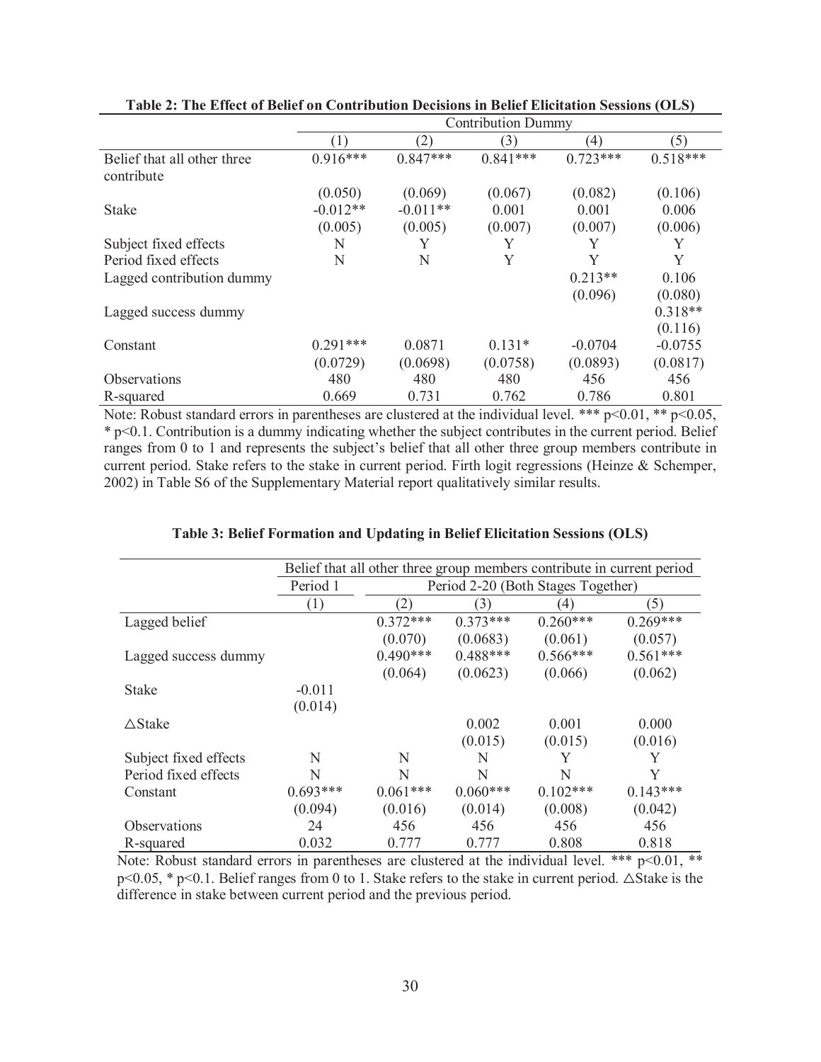**Table 2: The Effect of Belief on Contribution Decisions in Belief Elicitation Sessions (OLS)**

| | Contribution Dummy | | | | |
|---|---|---|---|---|---|
| | (1) | (2) | (3) | (4) | (5) |
| Belief that all other three contribute | 0.916*** | 0.847*** | 0.841*** | 0.723*** | 0.518*** |
| | (0.050) | (0.069) | (0.067) | (0.082) | (0.106) |
| Stake | -0.012** | -0.011** | 0.001 | 0.001 | 0.006 |
| | (0.005) | (0.005) | (0.007) | (0.007) | (0.006) |
| Subject fixed effects | N | Y | Y | Y | Y |
| Period fixed effects | N | N | Y | Y | Y |
| Lagged contribution dummy | | | | 0.213** | 0.106 |
| | | | | (0.096) | (0.080) |
| Lagged success dummy | | | | | 0.318** |
| | | | | | (0.116) |
| Constant | 0.291*** | 0.0871 | 0.131* | -0.0704 | -0.0755 |
| | (0.0729) | (0.0698) | (0.0758) | (0.0893) | (0.0817) |
| Observations | 480 | 480 | 480 | 456 | 456 |
| R-squared | 0.669 | 0.731 | 0.762 | 0.786 | 0.801 |

Note: Robust standard errors in parentheses are clustered at the individual level. *** $p<0.01$, ** $p<0.05$, * $p<0.1$. Contribution is a dummy indicating whether the subject contributes in the current period. Belief ranges from 0 to 1 and represents the subject's belief that all other three group members contribute in current period. Stake refers to the stake in current period. Firth logit regressions (Heinze & Schemper, 2002) in Table S6 of the Supplementary Material report qualitatively similar results.

**Table 3: Belief Formation and Updating in Belief Elicitation Sessions (OLS)**

| | Belief that all other three group members contribute in current period | | | | |
|---|---|---|---|---|---|
| | Period 1 | Period 2-20 (Both Stages Together) | | | |
| | (1) | (2) | (3) | (4) | (5) |
| Lagged belief | | 0.372*** | 0.373*** | 0.260*** | 0.269*** |
| | | (0.070) | (0.0683) | (0.061) | (0.057) |
| Lagged success dummy | | 0.490*** | 0.488*** | 0.566*** | 0.561*** |
| | | (0.064) | (0.0623) | (0.066) | (0.062) |
| Stake | -0.011 | | | | |
| | (0.014) | | | | |
| $\triangle$Stake | | | 0.002 | 0.001 | 0.000 |
| | | | (0.015) | (0.015) | (0.016) |
| Subject fixed effects | N | N | N | Y | Y |
| Period fixed effects | N | N | N | N | Y |
| Constant | 0.693*** | 0.061*** | 0.060*** | 0.102*** | 0.143*** |
| | (0.094) | (0.016) | (0.014) | (0.008) | (0.042) |
| Observations | 24 | 456 | 456 | 456 | 456 |
| R-squared | 0.032 | 0.777 | 0.777 | 0.808 | 0.818 |

Note: Robust standard errors in parentheses are clustered at the individual level. *** $p<0.01$, ** $p<0.05$, * $p<0.1$. Belief ranges from 0 to 1. Stake refers to the stake in current period. $\triangle$Stake is the difference in stake between current period and the previous period.